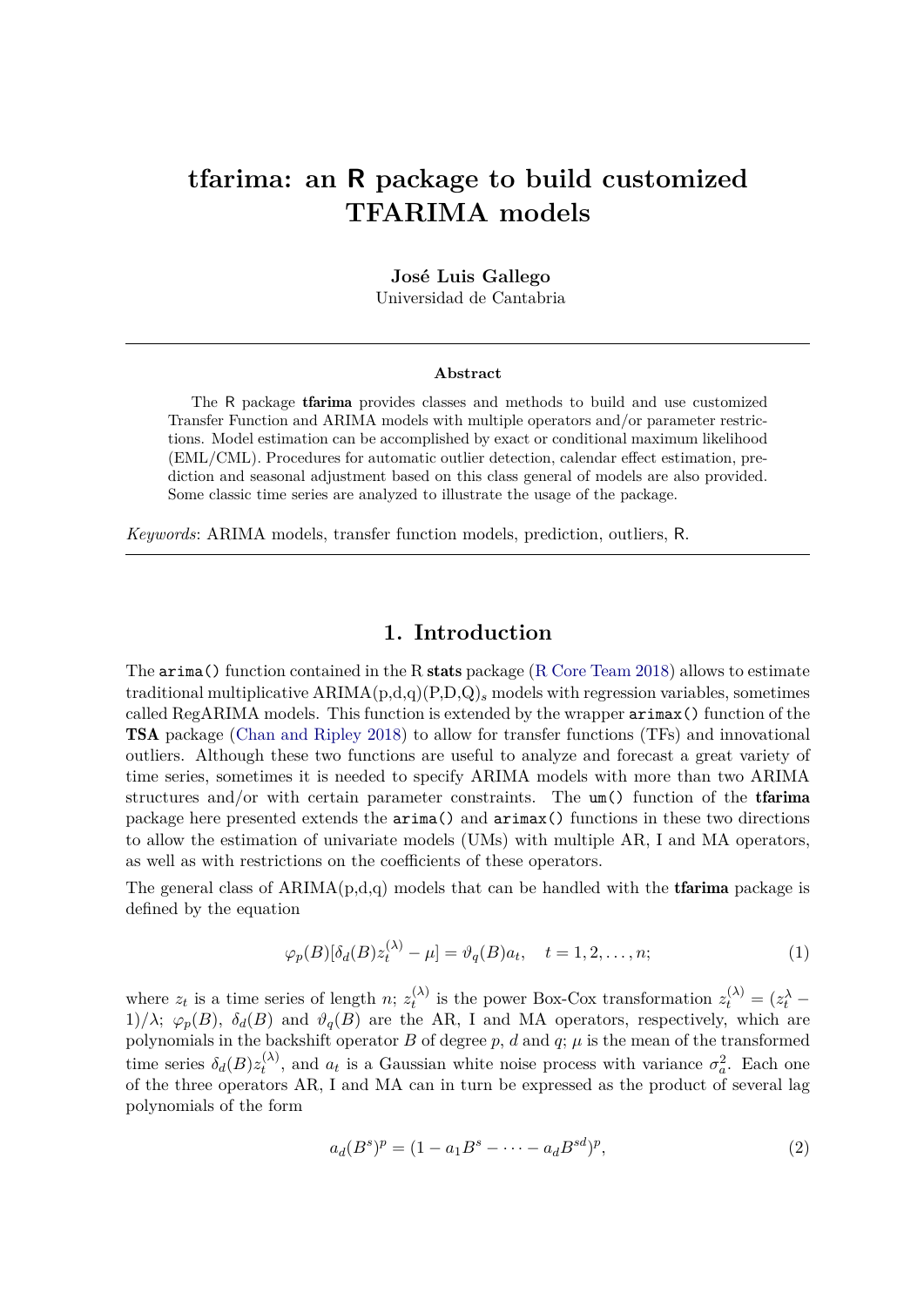# tfarima: an R package to build customized TFARIMA models

**José Luis Gallego**
Universidad de Cantabria

**Abstract**

The R package **tfarima** provides classes and methods to build and use customized Transfer Function and ARIMA models with multiple operators and/or parameter restrictions. Model estimation can be accomplished by exact or conditional maximum likelihood (EML/CML). Procedures for automatic outlier detection, calendar effect estimation, prediction and seasonal adjustment based on this class general of models are also provided. Some classic time series are analyzed to illustrate the usage of the package.

*Keywords*: ARIMA models, transfer function models, prediction, outliers, R.

## 1. Introduction

The `arima()` function contained in the R **stats** package (R Core Team 2018) allows to estimate traditional multiplicative ARIMA(p,d,q)(P,D,Q)$_s$ models with regression variables, sometimes called RegARIMA models. This function is extended by the wrapper `arimax()` function of the **TSA** package (Chan and Ripley 2018) to allow for transfer functions (TFs) and innovational outliers. Although these two functions are useful to analyze and forecast a great variety of time series, sometimes it is needed to specify ARIMA models with more than two ARIMA structures and/or with certain parameter constraints. The `um()` function of the **tfarima** package here presented extends the `arima()` and `arimax()` functions in these two directions to allow the estimation of univariate models (UMs) with multiple AR, I and MA operators, as well as with restrictions on the coefficients of these operators.

The general class of ARIMA(p,d,q) models that can be handled with the **tfarima** package is defined by the equation

$$\varphi_p(B)[\delta_d(B)z_t^{(\lambda)} - \mu] = \vartheta_q(B)a_t, \quad t = 1, 2, \ldots, n; \tag{1}$$

where $z_t$ is a time series of length $n$; $z_t^{(\lambda)}$ is the power Box-Cox transformation $z_t^{(\lambda)} = (z_t^{\lambda} - 1)/\lambda$; $\varphi_p(B)$, $\delta_d(B)$ and $\vartheta_q(B)$ are the AR, I and MA operators, respectively, which are polynomials in the backshift operator $B$ of degree $p$, $d$ and $q$; $\mu$ is the mean of the transformed time series $\delta_d(B)z_t^{(\lambda)}$, and $a_t$ is a Gaussian white noise process with variance $\sigma_a^2$. Each one of the three operators AR, I and MA can in turn be expressed as the product of several lag polynomials of the form

$$a_d(B^s)^p = (1 - a_1 B^s - \cdots - a_d B^{sd})^p, \tag{2}$$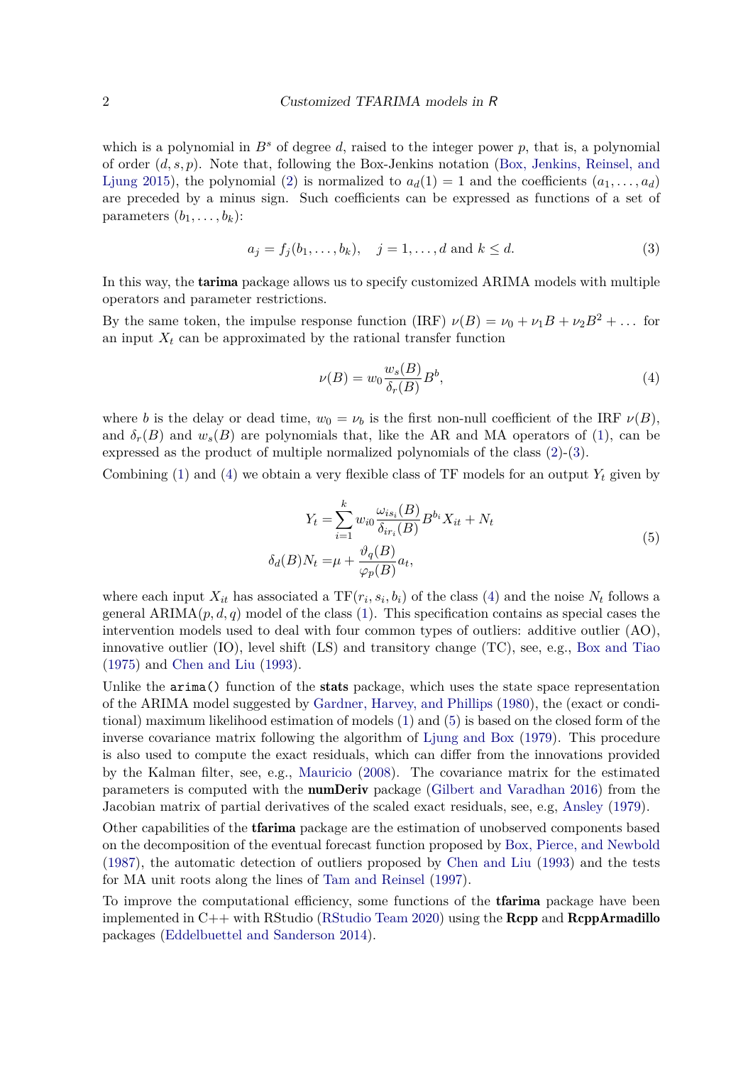which is a polynomial in $B^s$ of degree $d$, raised to the integer power $p$, that is, a polynomial of order $(d, s, p)$. Note that, following the Box-Jenkins notation (Box, Jenkins, Reinsel, and Ljung 2015), the polynomial (2) is normalized to $a_d(1) = 1$ and the coefficients $(a_1, \dots, a_d)$ are preceded by a minus sign. Such coefficients can be expressed as functions of a set of parameters $(b_1, \dots, b_k)$:

$$a_j = f_j(b_1, \dots, b_k), \quad j = 1, \dots, d \text{ and } k \leq d. \tag{3}$$

In this way, the **tarima** package allows us to specify customized ARIMA models with multiple operators and parameter restrictions.

By the same token, the impulse response function (IRF) $\nu(B) = \nu_0 + \nu_1 B + \nu_2 B^2 + \dots$ for an input $X_t$ can be approximated by the rational transfer function

$$\nu(B) = w_0 \frac{w_s(B)}{\delta_r(B)} B^b, \tag{4}$$

where $b$ is the delay or dead time, $w_0 = \nu_b$ is the first non-null coefficient of the IRF $\nu(B)$, and $\delta_r(B)$ and $w_s(B)$ are polynomials that, like the AR and MA operators of (1), can be expressed as the product of multiple normalized polynomials of the class (2)-(3).

Combining (1) and (4) we obtain a very flexible class of TF models for an output $Y_t$ given by

$$\begin{aligned} Y_t &= \sum_{i=1}^{k} w_{i0} \frac{\omega_{is_i}(B)}{\delta_{ir_i}(B)} B^{b_i} X_{it} + N_t \\ \delta_d(B) N_t &= \mu + \frac{\vartheta_q(B)}{\varphi_p(B)} a_t, \end{aligned} \tag{5}$$

where each input $X_{it}$ has associated a $\text{TF}(r_i, s_i, b_i)$ of the class (4) and the noise $N_t$ follows a general $\text{ARIMA}(p, d, q)$ model of the class (1). This specification contains as special cases the intervention models used to deal with four common types of outliers: additive outlier (AO), innovative outlier (IO), level shift (LS) and transitory change (TC), see, e.g., Box and Tiao (1975) and Chen and Liu (1993).

Unlike the `arima()` function of the **stats** package, which uses the state space representation of the ARIMA model suggested by Gardner, Harvey, and Phillips (1980), the (exact or conditional) maximum likelihood estimation of models (1) and (5) is based on the closed form of the inverse covariance matrix following the algorithm of Ljung and Box (1979). This procedure is also used to compute the exact residuals, which can differ from the innovations provided by the Kalman filter, see, e.g., Mauricio (2008). The covariance matrix for the estimated parameters is computed with the **numDeriv** package (Gilbert and Varadhan 2016) from the Jacobian matrix of partial derivatives of the scaled exact residuals, see, e.g, Ansley (1979).

Other capabilities of the **tfarima** package are the estimation of unobserved components based on the decomposition of the eventual forecast function proposed by Box, Pierce, and Newbold (1987), the automatic detection of outliers proposed by Chen and Liu (1993) and the tests for MA unit roots along the lines of Tam and Reinsel (1997).

To improve the computational efficiency, some functions of the **tfarima** package have been implemented in C++ with RStudio (RStudio Team 2020) using the **Rcpp** and **RcppArmadillo** packages (Eddelbuettel and Sanderson 2014).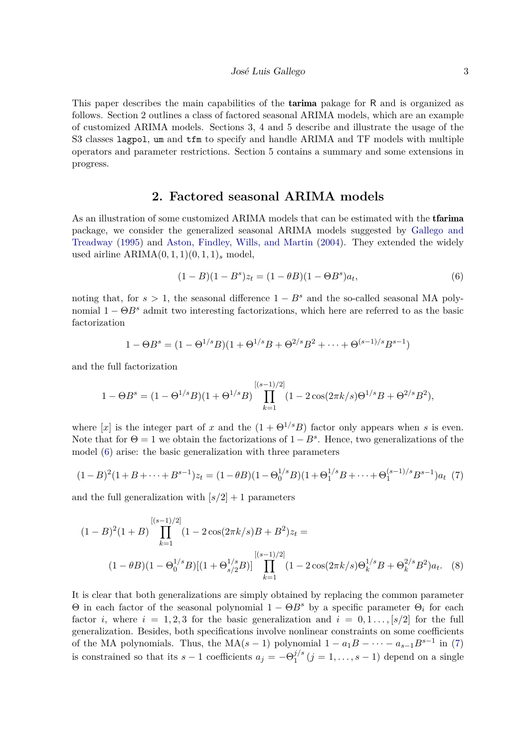This paper describes the main capabilities of the **tarima** pakage for R and is organized as follows. Section 2 outlines a class of factored seasonal ARIMA models, which are an example of customized ARIMA models. Sections 3, 4 and 5 describe and illustrate the usage of the S3 classes `lagpol`, `um` and `tfm` to specify and handle ARIMA and TF models with multiple operators and parameter restrictions. Section 5 contains a summary and some extensions in progress.

## 2. Factored seasonal ARIMA models

As an illustration of some customized ARIMA models that can be estimated with the **tfarima** package, we consider the generalized seasonal ARIMA models suggested by Gallego and Treadway (1995) and Aston, Findley, Wills, and Martin (2004). They extended the widely used airline ARIMA$(0,1,1)(0,1,1)_s$ model,

$$(1-B)(1-B^s)z_t = (1-\theta B)(1-\Theta B^s)a_t, \tag{6}$$

noting that, for $s > 1$, the seasonal difference $1 - B^s$ and the so-called seasonal MA polynomial $1 - \Theta B^s$ admit two interesting factorizations, which here are referred to as the basic factorization

$$1 - \Theta B^s = (1 - \Theta^{1/s}B)(1 + \Theta^{1/s}B + \Theta^{2/s}B^2 + \cdots + \Theta^{(s-1)/s}B^{s-1})$$

and the full factorization

$$1 - \Theta B^s = (1 - \Theta^{1/s}B)(1 + \Theta^{1/s}B)\prod_{k=1}^{[(s-1)/2]}(1 - 2\cos(2\pi k/s)\Theta^{1/s}B + \Theta^{2/s}B^2),$$

where $[x]$ is the integer part of $x$ and the $(1 + \Theta^{1/s}B)$ factor only appears when $s$ is even. Note that for $\Theta = 1$ we obtain the factorizations of $1 - B^s$. Hence, two generalizations of the model (6) arise: the basic generalization with three parameters

$$(1-B)^2(1+B+\cdots+B^{s-1})z_t = (1-\theta B)(1-\Theta_0^{1/s}B)(1+\Theta_1^{1/s}B+\cdots+\Theta_1^{(s-1)/s}B^{s-1})a_t \tag{7}$$

and the full generalization with $[s/2]+1$ parameters

$$\begin{aligned}(1-B)^2(1+B)&\prod_{k=1}^{[(s-1)/2]}(1-2\cos(2\pi k/s)B+B^2)z_t = \\ &(1-\theta B)(1-\Theta_0^{1/s}B)[(1+\Theta_{s/2}^{1/s}B)]\prod_{k=1}^{[(s-1)/2]}(1-2\cos(2\pi k/s)\Theta_k^{1/s}B+\Theta_k^{2/s}B^2)a_t.\end{aligned} \tag{8}$$

It is clear that both generalizations are simply obtained by replacing the common parameter $\Theta$ in each factor of the seasonal polynomial $1 - \Theta B^s$ by a specific parameter $\Theta_i$ for each factor $i$, where $i = 1, 2, 3$ for the basic generalization and $i = 0, 1\ldots, [s/2]$ for the full generalization. Besides, both specifications involve nonlinear constraints on some coefficients of the MA polynomials. Thus, the MA$(s-1)$ polynomial $1 - a_1B - \cdots - a_{s-1}B^{s-1}$ in (7) is constrained so that its $s-1$ coefficients $a_j = -\Theta_1^{j/s}$ $(j = 1, \ldots, s-1)$ depend on a single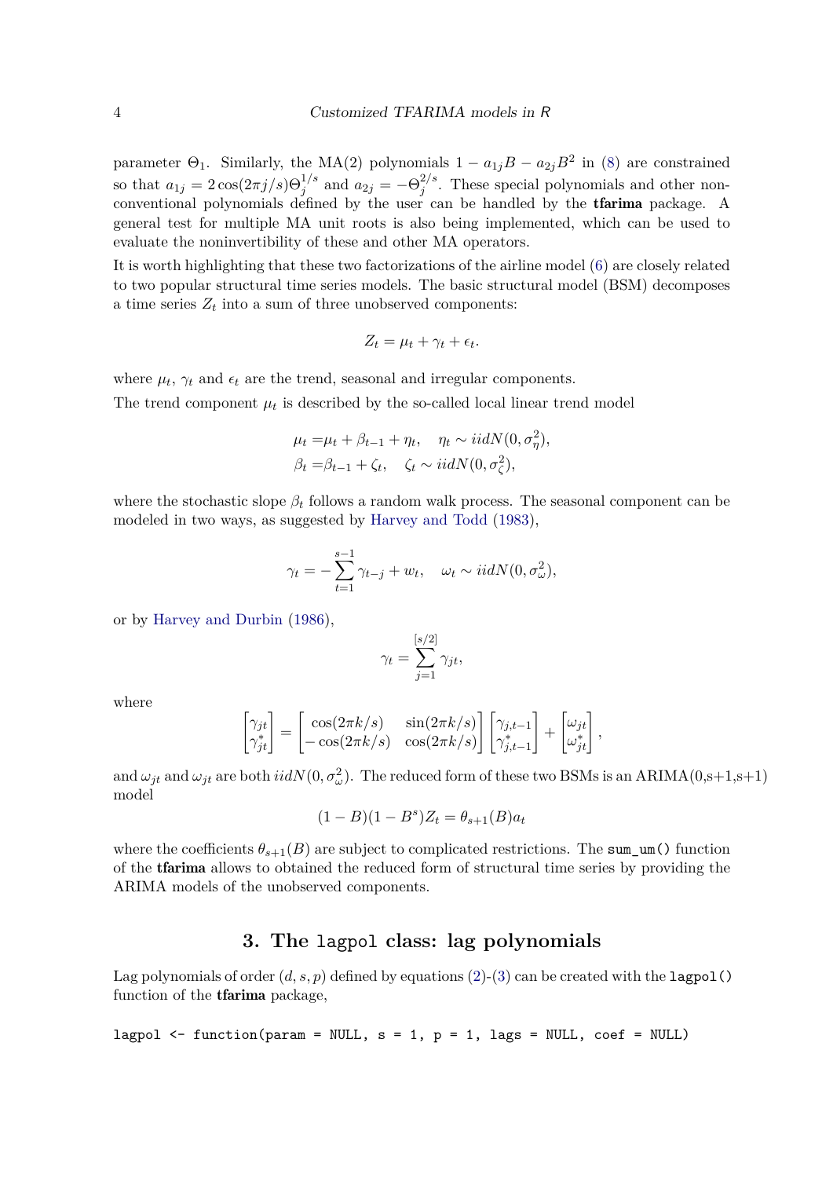parameter $\Theta_1$. Similarly, the MA(2) polynomials $1 - a_{1j}B - a_{2j}B^2$ in (8) are constrained so that $a_{1j} = 2\cos(2\pi j/s)\Theta_j^{1/s}$ and $a_{2j} = -\Theta_j^{2/s}$. These special polynomials and other non-conventional polynomials defined by the user can be handled by the **tfarima** package. A general test for multiple MA unit roots is also being implemented, which can be used to evaluate the noninvertibility of these and other MA operators.

It is worth highlighting that these two factorizations of the airline model (6) are closely related to two popular structural time series models. The basic structural model (BSM) decomposes a time series $Z_t$ into a sum of three unobserved components:

$$Z_t = \mu_t + \gamma_t + \epsilon_t.$$

where $\mu_t$, $\gamma_t$ and $\epsilon_t$ are the trend, seasonal and irregular components.

The trend component $\mu_t$ is described by the so-called local linear trend model

$$\begin{aligned}
\mu_t =& \mu_t + \beta_{t-1} + \eta_t, \quad \eta_t \sim iidN(0, \sigma^2_\eta), \\
\beta_t =& \beta_{t-1} + \zeta_t, \quad \zeta_t \sim iidN(0, \sigma^2_\zeta),
\end{aligned}$$

where the stochastic slope $\beta_t$ follows a random walk process. The seasonal component can be modeled in two ways, as suggested by Harvey and Todd (1983),

$$\gamma_t = -\sum_{t=1}^{s-1} \gamma_{t-j} + w_t, \quad \omega_t \sim iidN(0, \sigma^2_\omega),$$

or by Harvey and Durbin (1986),

$$\gamma_t = \sum_{j=1}^{[s/2]} \gamma_{jt},$$

where

$$\begin{bmatrix} \gamma_{jt} \\ \gamma^*_{jt} \end{bmatrix} = \begin{bmatrix} \cos(2\pi k/s) & \sin(2\pi k/s) \\ -\cos(2\pi k/s) & \cos(2\pi k/s) \end{bmatrix} \begin{bmatrix} \gamma_{j,t-1} \\ \gamma^*_{j,t-1} \end{bmatrix} + \begin{bmatrix} \omega_{jt} \\ \omega^*_{jt} \end{bmatrix},$$

and $\omega_{jt}$ and $\omega_{jt}$ are both $iidN(0, \sigma^2_\omega)$. The reduced form of these two BSMs is an ARIMA(0,s+1,s+1) model

$$(1 - B)(1 - B^s)Z_t = \theta_{s+1}(B)a_t$$

where the coefficients $\theta_{s+1}(B)$ are subject to complicated restrictions. The `sum_um()` function of the **tfarima** allows to obtained the reduced form of structural time series by providing the ARIMA models of the unobserved components.

## 3. The `lagpol` class: lag polynomials

Lag polynomials of order $(d, s, p)$ defined by equations (2)-(3) can be created with the `lagpol()` function of the **tfarima** package,

```
lagpol <- function(param = NULL, s = 1, p = 1, lags = NULL, coef = NULL)
```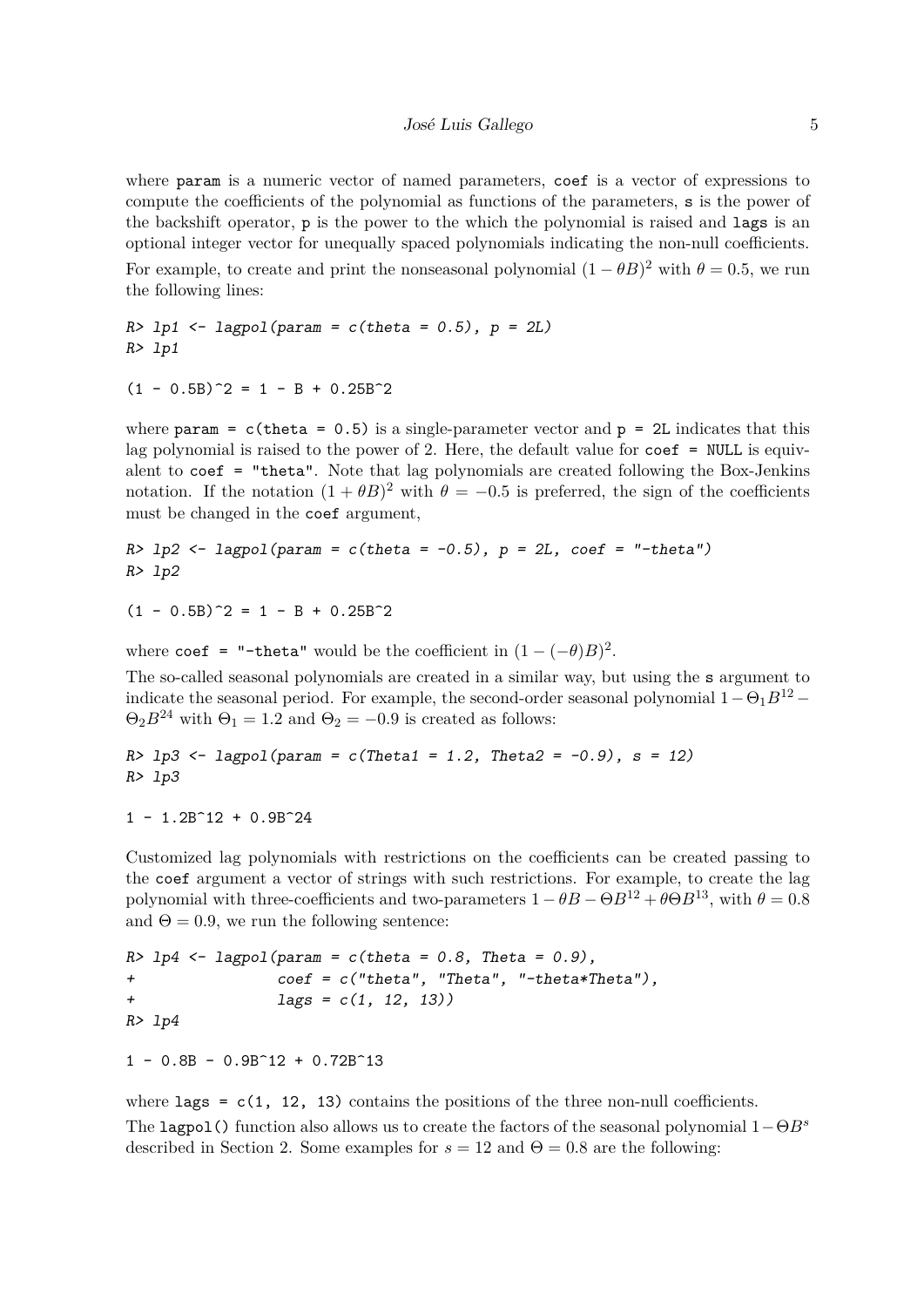where `param` is a numeric vector of named parameters, `coef` is a vector of expressions to compute the coefficients of the polynomial as functions of the parameters, `s` is the power of the backshift operator, `p` is the power to the which the polynomial is raised and `lags` is an optional integer vector for unequally spaced polynomials indicating the non-null coefficients.

For example, to create and print the nonseasonal polynomial $(1 - \theta B)^2$ with $\theta = 0.5$, we run the following lines:

```
R> lp1 <- lagpol(param = c(theta = 0.5), p = 2L)
R> lp1

(1 - 0.5B)^2 = 1 - B + 0.25B^2
```

where `param = c(theta = 0.5)` is a single-parameter vector and `p = 2L` indicates that this lag polynomial is raised to the power of 2. Here, the default value for `coef = NULL` is equivalent to `coef = "theta"`. Note that lag polynomials are created following the Box-Jenkins notation. If the notation $(1 + \theta B)^2$ with $\theta = -0.5$ is preferred, the sign of the coefficients must be changed in the `coef` argument,

```
R> lp2 <- lagpol(param = c(theta = -0.5), p = 2L, coef = "-theta")
R> lp2

(1 - 0.5B)^2 = 1 - B + 0.25B^2
```

where `coef = "-theta"` would be the coefficient in $(1 - (-\theta)B)^2$.

The so-called seasonal polynomials are created in a similar way, but using the `s` argument to indicate the seasonal period. For example, the second-order seasonal polynomial $1 - \Theta_1 B^{12} - \Theta_2 B^{24}$ with $\Theta_1 = 1.2$ and $\Theta_2 = -0.9$ is created as follows:

```
R> lp3 <- lagpol(param = c(Theta1 = 1.2, Theta2 = -0.9), s = 12)
R> lp3

1 - 1.2B^12 + 0.9B^24
```

Customized lag polynomials with restrictions on the coefficients can be created passing to the `coef` argument a vector of strings with such restrictions. For example, to create the lag polynomial with three-coefficients and two-parameters $1 - \theta B - \Theta B^{12} + \theta\Theta B^{13}$, with $\theta = 0.8$ and $\Theta = 0.9$, we run the following sentence:

```
R> lp4 <- lagpol(param = c(theta = 0.8, Theta = 0.9),
+                coef = c("theta", "Theta", "-theta*Theta"),
+                lags = c(1, 12, 13))
R> lp4

1 - 0.8B - 0.9B^12 + 0.72B^13
```

where `lags = c(1, 12, 13)` contains the positions of the three non-null coefficients.

The `lagpol()` function also allows us to create the factors of the seasonal polynomial $1 - \Theta B^s$ described in Section 2. Some examples for $s = 12$ and $\Theta = 0.8$ are the following: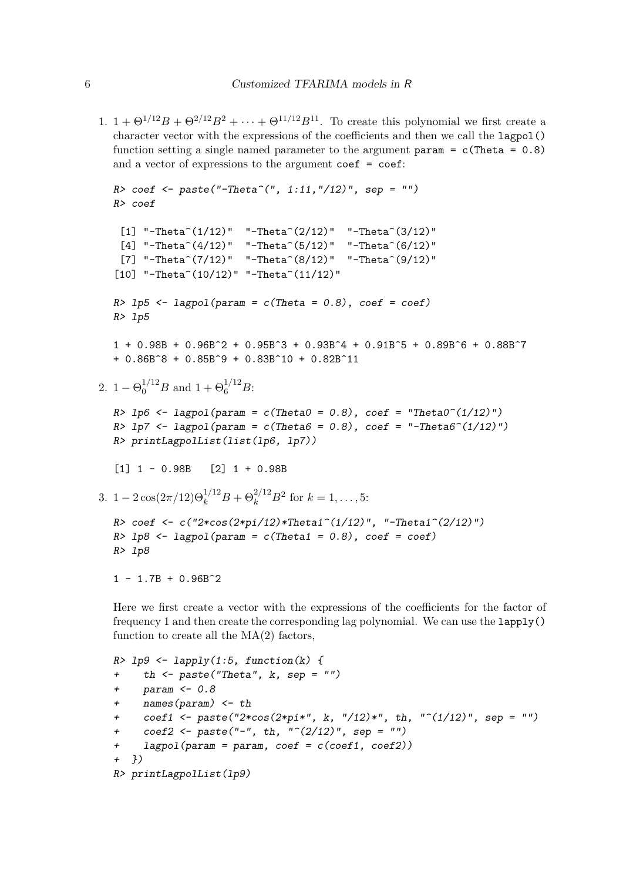1. $1 + \Theta^{1/12}B + \Theta^{2/12}B^2 + \cdots + \Theta^{11/12}B^{11}$. To create this polynomial we first create a character vector with the expressions of the coefficients and then we call the `lagpol()` function setting a single named parameter to the argument `param = c(Theta = 0.8)` and a vector of expressions to the argument `coef = coef`:

```
R> coef <- paste("-Theta^(", 1:11,"/12)", sep = "")
R> coef

 [1] "-Theta^(1/12)"  "-Theta^(2/12)"  "-Theta^(3/12)"
 [4] "-Theta^(4/12)"  "-Theta^(5/12)"  "-Theta^(6/12)"
 [7] "-Theta^(7/12)"  "-Theta^(8/12)"  "-Theta^(9/12)"
[10] "-Theta^(10/12)" "-Theta^(11/12)"

R> lp5 <- lagpol(param = c(Theta = 0.8), coef = coef)
R> lp5

1 + 0.98B + 0.96B^2 + 0.95B^3 + 0.93B^4 + 0.91B^5 + 0.89B^6 + 0.88B^7
+ 0.86B^8 + 0.85B^9 + 0.83B^10 + 0.82B^11
```

2. $1 - \Theta_0^{1/12}B$ and $1 + \Theta_6^{1/12}B$:

```
R> lp6 <- lagpol(param = c(Theta0 = 0.8), coef = "Theta0^(1/12)")
R> lp7 <- lagpol(param = c(Theta6 = 0.8), coef = "-Theta6^(1/12)")
R> printLagpolList(list(lp6, lp7))

[1] 1 - 0.98B   [2] 1 + 0.98B
```

3. $1 - 2\cos(2\pi/12)\Theta_k^{1/12}B + \Theta_k^{2/12}B^2$ for $k = 1, \ldots, 5$:

```
R> coef <- c("2*cos(2*pi/12)*Theta1^(1/12)", "-Theta1^(2/12)")
R> lp8 <- lagpol(param = c(Theta1 = 0.8), coef = coef)
R> lp8

1 - 1.7B + 0.96B^2
```

   Here we first create a vector with the expressions of the coefficients for the factor of frequency 1 and then create the corresponding lag polynomial. We can use the `lapply()` function to create all the MA(2) factors,

```
R> lp9 <- lapply(1:5, function(k) {
+    th <- paste("Theta", k, sep = "")
+    param <- 0.8
+    names(param) <- th
+    coef1 <- paste("2*cos(2*pi*", k, "/12)*", th, "^(1/12)", sep = "")
+    coef2 <- paste("-", th, "^(2/12)", sep = "")
+    lagpol(param = param, coef = c(coef1, coef2))
+  })
R> printLagpolList(lp9)
```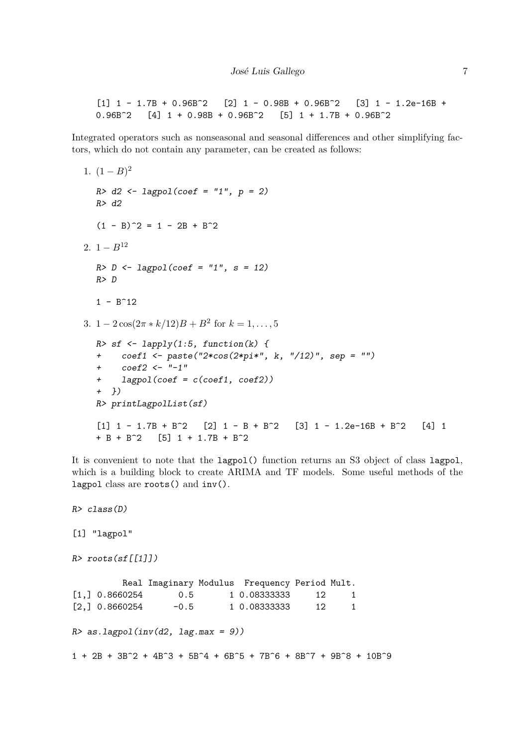```
[1] 1 - 1.7B + 0.96B^2   [2] 1 - 0.98B + 0.96B^2   [3] 1 - 1.2e-16B +
0.96B^2   [4] 1 + 0.98B + 0.96B^2   [5] 1 + 1.7B + 0.96B^2
```

Integrated operators such as nonseasonal and seasonal differences and other simplifying factors, which do not contain any parameter, can be created as follows:

1. $(1 - B)^2$

   ```
   R> d2 <- lagpol(coef = "1", p = 2)
   R> d2

   (1 - B)^2 = 1 - 2B + B^2
   ```

2. $1 - B^{12}$

   ```
   R> D <- lagpol(coef = "1", s = 12)
   R> D

   1 - B^12
   ```

3. $1 - 2\cos(2\pi * k/12)B + B^2$ for $k = 1, \ldots, 5$

   ```
   R> sf <- lapply(1:5, function(k) {
   +    coef1 <- paste("2*cos(2*pi*", k, "/12)", sep = "")
   +    coef2 <- "-1"
   +    lagpol(coef = c(coef1, coef2))
   +  })
   R> printLagpolList(sf)

   [1] 1 - 1.7B + B^2   [2] 1 - B + B^2   [3] 1 - 1.2e-16B + B^2   [4] 1
   + B + B^2   [5] 1 + 1.7B + B^2
   ```

It is convenient to note that the `lagpol()` function returns an S3 object of class `lagpol`, which is a building block to create ARIMA and TF models. Some useful methods of the `lagpol` class are `roots()` and `inv()`.

```
R> class(D)

[1] "lagpol"

R> roots(sf[[1]])

          Real Imaginary Modulus  Frequency Period Mult.
[1,] 0.8660254       0.5       1 0.08333333     12     1
[2,] 0.8660254      -0.5       1 0.08333333     12     1

R> as.lagpol(inv(d2, lag.max = 9))

1 + 2B + 3B^2 + 4B^3 + 5B^4 + 6B^5 + 7B^6 + 8B^7 + 9B^8 + 10B^9
```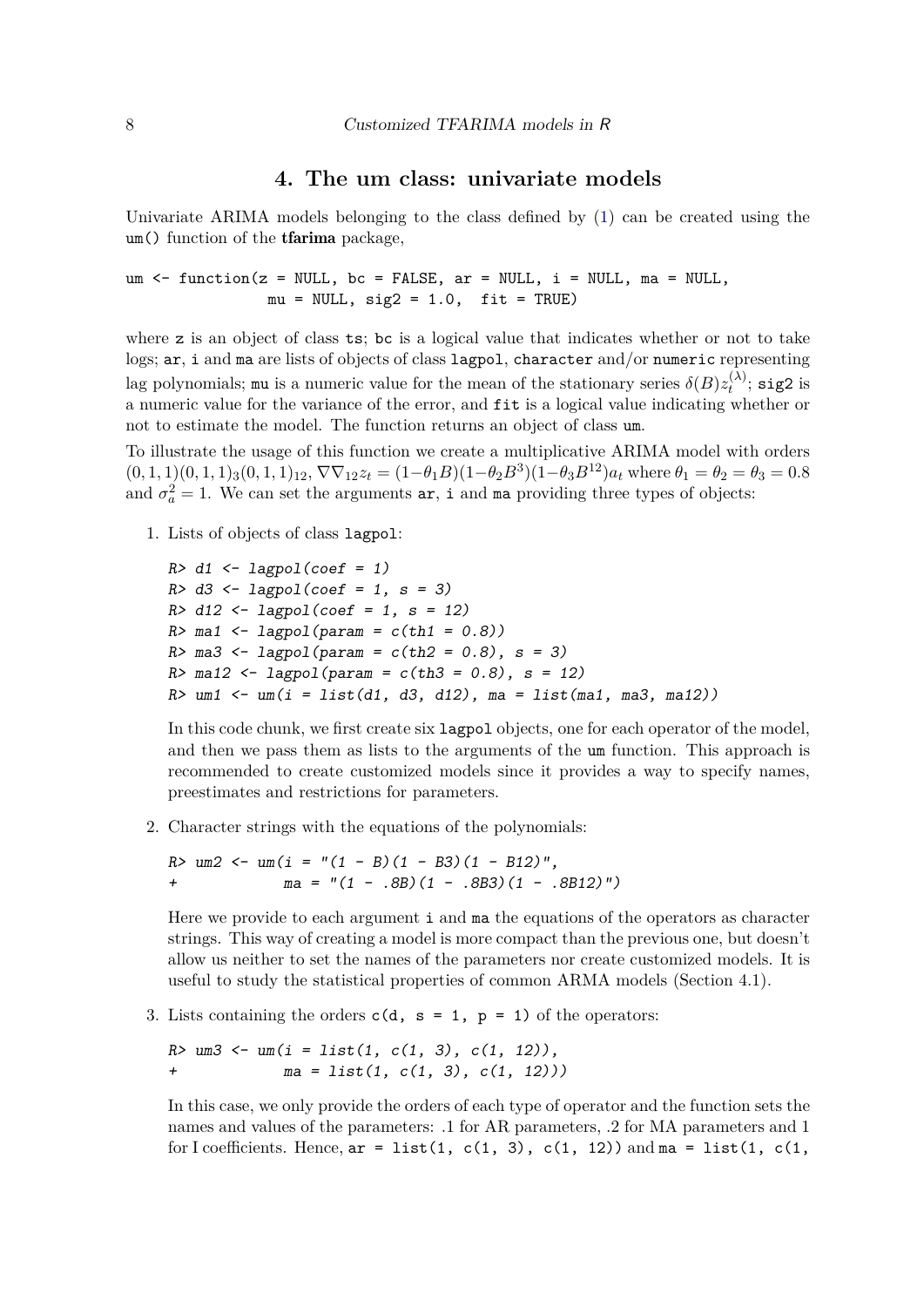# 4. The um class: univariate models

Univariate ARIMA models belonging to the class defined by (1) can be created using the `um()` function of the **tfarima** package,

```
um <- function(z = NULL, bc = FALSE, ar = NULL, i = NULL, ma = NULL,
               mu = NULL, sig2 = 1.0,  fit = TRUE)
```

where `z` is an object of class `ts`; `bc` is a logical value that indicates whether or not to take logs; `ar`, `i` and `ma` are lists of objects of class `lagpol`, `character` and/or `numeric` representing lag polynomials; `mu` is a numeric value for the mean of the stationary series $\delta(B)z_t^{(\lambda)}$; `sig2` is a numeric value for the variance of the error, and `fit` is a logical value indicating whether or not to estimate the model. The function returns an object of class `um`.

To illustrate the usage of this function we create a multiplicative ARIMA model with orders $(0,1,1)(0,1,1)_3(0,1,1)_{12}$, $\nabla\nabla_{12}z_t = (1-\theta_1 B)(1-\theta_2 B^3)(1-\theta_3 B^{12})a_t$ where $\theta_1 = \theta_2 = \theta_3 = 0.8$ and $\sigma_a^2 = 1$. We can set the arguments `ar`, `i` and `ma` providing three types of objects:

1. Lists of objects of class `lagpol`:

   ```
   R> d1 <- lagpol(coef = 1)
   R> d3 <- lagpol(coef = 1, s = 3)
   R> d12 <- lagpol(coef = 1, s = 12)
   R> ma1 <- lagpol(param = c(th1 = 0.8))
   R> ma3 <- lagpol(param = c(th2 = 0.8), s = 3)
   R> ma12 <- lagpol(param = c(th3 = 0.8), s = 12)
   R> um1 <- um(i = list(d1, d3, d12), ma = list(ma1, ma3, ma12))
   ```

   In this code chunk, we first create six `lagpol` objects, one for each operator of the model, and then we pass them as lists to the arguments of the `um` function. This approach is recommended to create customized models since it provides a way to specify names, preestimates and restrictions for parameters.

2. Character strings with the equations of the polynomials:

   ```
   R> um2 <- um(i = "(1 - B)(1 - B3)(1 - B12)",
   +            ma = "(1 - .8B)(1 - .8B3)(1 - .8B12)")
   ```

   Here we provide to each argument `i` and `ma` the equations of the operators as character strings. This way of creating a model is more compact than the previous one, but doesn't allow us neither to set the names of the parameters nor create customized models. It is useful to study the statistical properties of common ARMA models (Section 4.1).

3. Lists containing the orders `c(d, s = 1, p = 1)` of the operators:

   ```
   R> um3 <- um(i = list(1, c(1, 3), c(1, 12)),
   +            ma = list(1, c(1, 3), c(1, 12)))
   ```

   In this case, we only provide the orders of each type of operator and the function sets the names and values of the parameters: .1 for AR parameters, .2 for MA parameters and 1 for I coefficients. Hence, `ar = list(1, c(1, 3), c(1, 12))` and `ma = list(1, c(1,`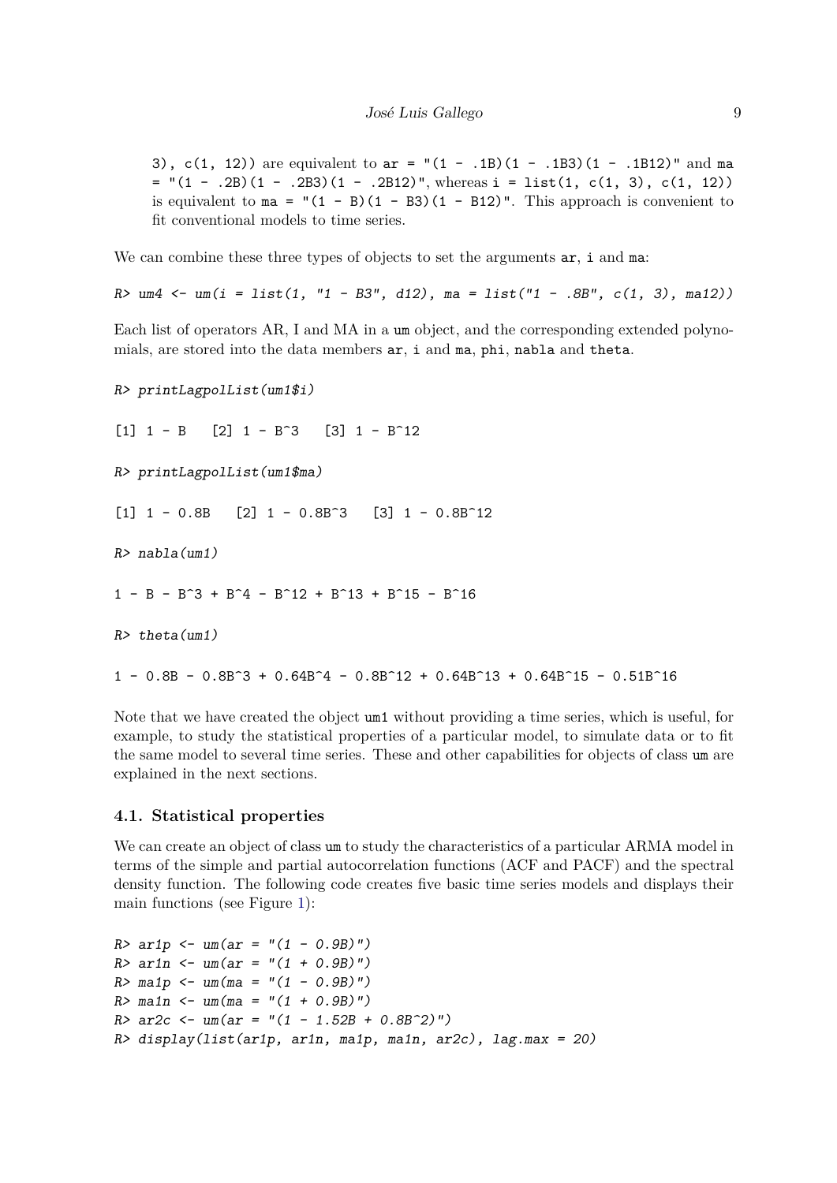3), c(1, 12)) are equivalent to `ar = "(1 - .1B)(1 - .1B3)(1 - .1B12)"` and `ma = "(1 - .2B)(1 - .2B3)(1 - .2B12)"`, whereas `i = list(1, c(1, 3), c(1, 12))` is equivalent to `ma = "(1 - B)(1 - B3)(1 - B12)"`. This approach is convenient to fit conventional models to time series.

We can combine these three types of objects to set the arguments `ar`, `i` and `ma`:

```
R> um4 <- um(i = list(1, "1 - B3", d12), ma = list("1 - .8B", c(1, 3), ma12))
```

Each list of operators AR, I and MA in a `um` object, and the corresponding extended polynomials, are stored into the data members `ar`, `i` and `ma`, `phi`, `nabla` and `theta`.

```
R> printLagpolList(um1$i)

[1] 1 - B   [2] 1 - B^3   [3] 1 - B^12

R> printLagpolList(um1$ma)

[1] 1 - 0.8B   [2] 1 - 0.8B^3   [3] 1 - 0.8B^12

R> nabla(um1)

1 - B - B^3 + B^4 - B^12 + B^13 + B^15 - B^16

R> theta(um1)

1 - 0.8B - 0.8B^3 + 0.64B^4 - 0.8B^12 + 0.64B^13 + 0.64B^15 - 0.51B^16
```

Note that we have created the object `um1` without providing a time series, which is useful, for example, to study the statistical properties of a particular model, to simulate data or to fit the same model to several time series. These and other capabilities for objects of class `um` are explained in the next sections.

### 4.1. Statistical properties

We can create an object of class `um` to study the characteristics of a particular ARMA model in terms of the simple and partial autocorrelation functions (ACF and PACF) and the spectral density function. The following code creates five basic time series models and displays their main functions (see Figure 1):

```
R> ar1p <- um(ar = "(1 - 0.9B)")
R> ar1n <- um(ar = "(1 + 0.9B)")
R> ma1p <- um(ma = "(1 - 0.9B)")
R> ma1n <- um(ma = "(1 + 0.9B)")
R> ar2c <- um(ar = "(1 - 1.52B + 0.8B^2)")
R> display(list(ar1p, ar1n, ma1p, ma1n, ar2c), lag.max = 20)
```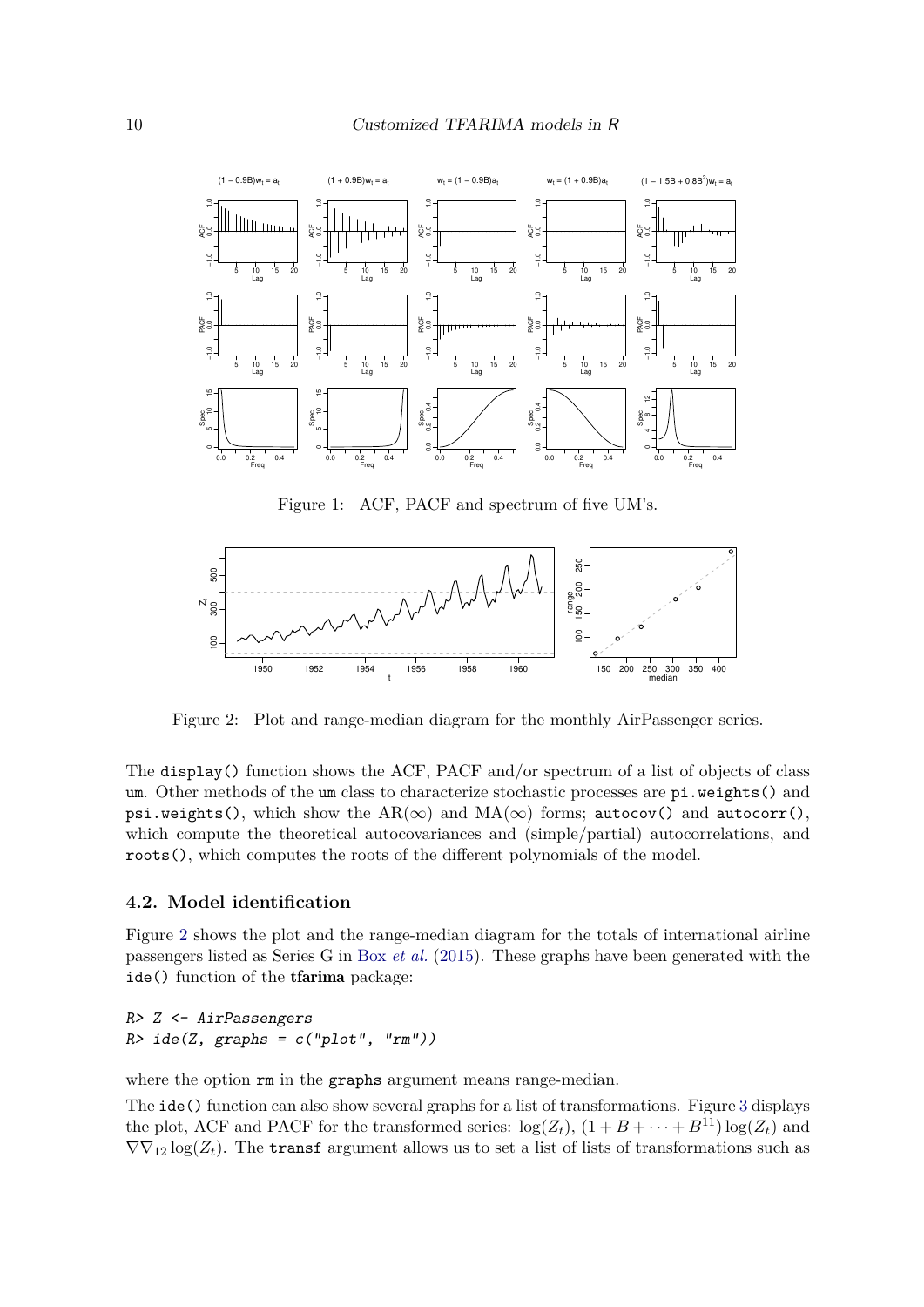Figure 1: ACF, PACF and spectrum of five UM's.

Figure 2: Plot and range-median diagram for the monthly AirPassenger series.

The display() function shows the ACF, PACF and/or spectrum of a list of objects of class um. Other methods of the um class to characterize stochastic processes are pi.weights() and psi.weights(), which show the $\mathrm{AR}(\infty)$ and $\mathrm{MA}(\infty)$ forms; autocov() and autocorr(), which compute the theoretical autocovariances and (simple/partial) autocorrelations, and roots(), which computes the roots of the different polynomials of the model.

### 4.2. Model identification

Figure 2 shows the plot and the range-median diagram for the totals of international airline passengers listed as Series G in Box *et al.* (2015). These graphs have been generated with the ide() function of the **tfarima** package:

```
R> Z <- AirPassengers
R> ide(Z, graphs = c("plot", "rm"))
```

where the option rm in the graphs argument means range-median.

The ide() function can also show several graphs for a list of transformations. Figure 3 displays the plot, ACF and PACF for the transformed series: $\log(Z_t)$, $(1 + B + \cdots + B^{11}) \log(Z_t)$ and $\nabla\nabla_{12} \log(Z_t)$. The transf argument allows us to set a list of lists of transformations such as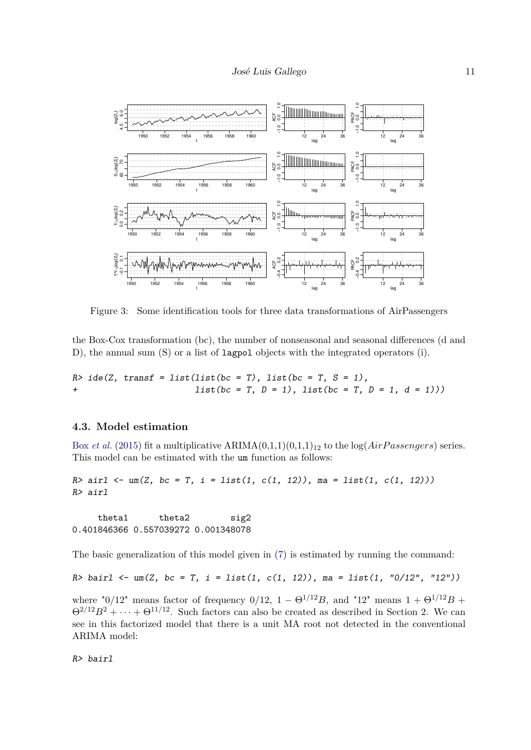Figure 3: Some identification tools for three data transformations of AirPassengers

the Box-Cox transformation (bc), the number of nonseasonal and seasonal differences (d and D), the annual sum (S) or a list of `lagpol` objects with the integrated operators (i).

```
R> ide(Z, transf = list(list(bc = T), list(bc = T, S = 1),
+                       list(bc = T, D = 1), list(bc = T, D = 1, d = 1)))
```

### 4.3. Model estimation

Box *et al.* (2015) fit a multiplicative ARIMA$(0,1,1)(0,1,1)_{12}$ to the $\log(AirPassengers)$ series. This model can be estimated with the `um` function as follows:

```
R> airl <- um(Z, bc = T, i = list(1, c(1, 12)), ma = list(1, c(1, 12)))
R> airl

     theta1      theta2        sig2
0.401846366 0.557039272 0.001348078
```

The basic generalization of this model given in (7) is estimated by running the command:

```
R> bairl <- um(Z, bc = T, i = list(1, c(1, 12)), ma = list(1, "0/12", "12"))
```

where "0/12" means factor of frequency $0/12$, $1 - \Theta^{1/12}B$, and "12" means $1 + \Theta^{1/12}B + \Theta^{2/12}B^2 + \cdots + \Theta^{11/12}$. Such factors can also be created as described in Section 2. We can see in this factorized model that there is a unit MA root not detected in the conventional ARIMA model:

```
R> bairl
```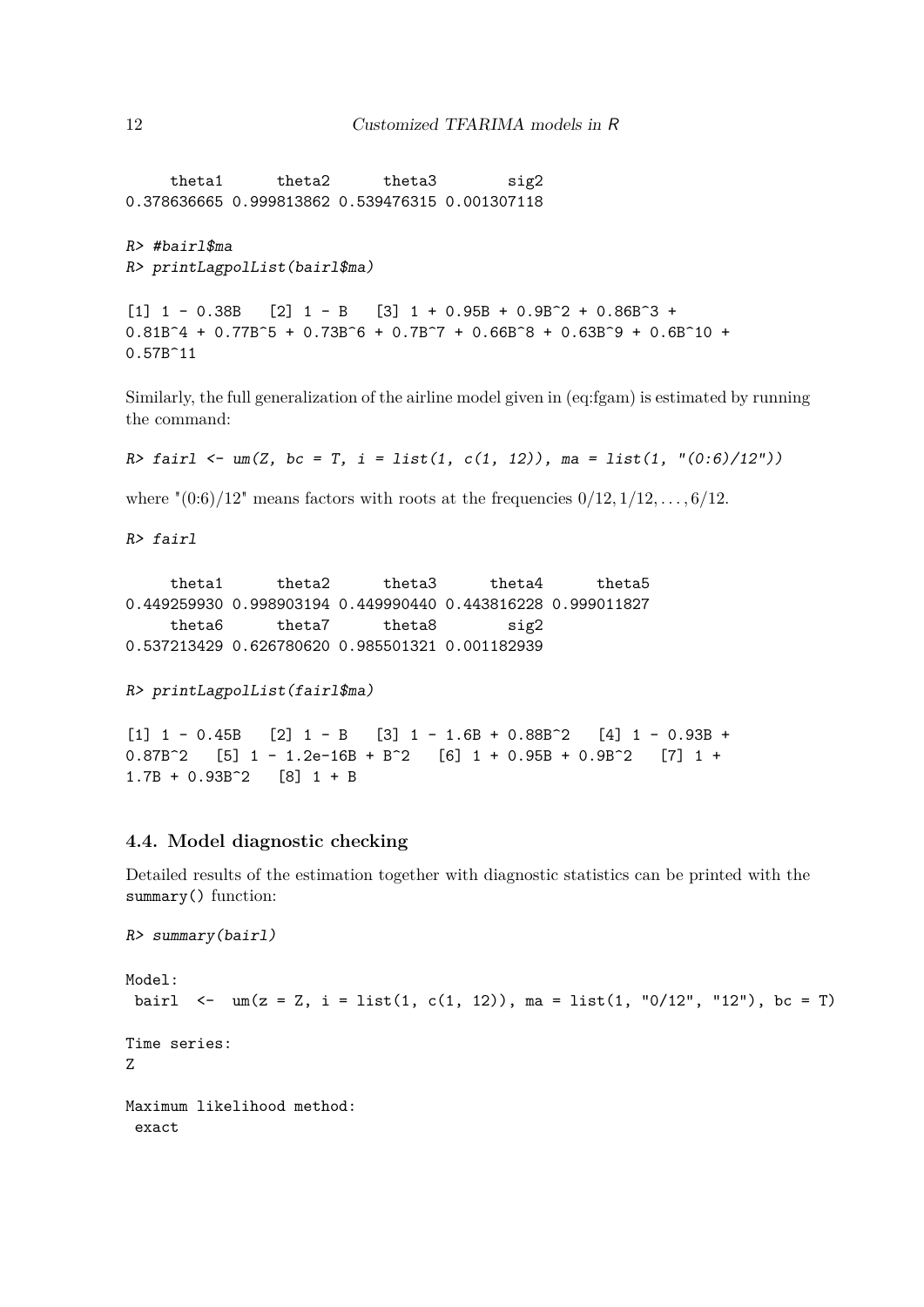```
     theta1      theta2      theta3        sig2 
0.378636665 0.999813862 0.539476315 0.001307118 
```

```
R> #bairl$ma
R> printLagpolList(bairl$ma)
```

```
[1] 1 - 0.38B   [2] 1 - B   [3] 1 + 0.95B + 0.9B^2 + 0.86B^3 +
0.81B^4 + 0.77B^5 + 0.73B^6 + 0.7B^7 + 0.66B^8 + 0.63B^9 + 0.6B^10 +
0.57B^11
```

Similarly, the full generalization of the airline model given in (eq:fgam) is estimated by running the command:

```
R> fairl <- um(Z, bc = T, i = list(1, c(1, 12)), ma = list(1, "(0:6)/12"))
```

where "(0:6)/12" means factors with roots at the frequencies $0/12, 1/12, \ldots, 6/12$.

```
R> fairl
```

```
     theta1      theta2      theta3      theta4      theta5 
0.449259930 0.998903194 0.449990440 0.443816228 0.999011827 
     theta6      theta7      theta8        sig2 
0.537213429 0.626780620 0.985501321 0.001182939 
```

```
R> printLagpolList(fairl$ma)
```

```
[1] 1 - 0.45B   [2] 1 - B   [3] 1 - 1.6B + 0.88B^2   [4] 1 - 0.93B +
0.87B^2   [5] 1 - 1.2e-16B + B^2   [6] 1 + 0.95B + 0.9B^2   [7] 1 +
1.7B + 0.93B^2   [8] 1 + B
```

### 4.4. Model diagnostic checking

Detailed results of the estimation together with diagnostic statistics can be printed with the `summary()` function:

```
R> summary(bairl)
```

```
Model:
 bairl  <-  um(z = Z, i = list(1, c(1, 12)), ma = list(1, "0/12", "12"), bc = T)

Time series:
Z

Maximum likelihood method:
 exact
```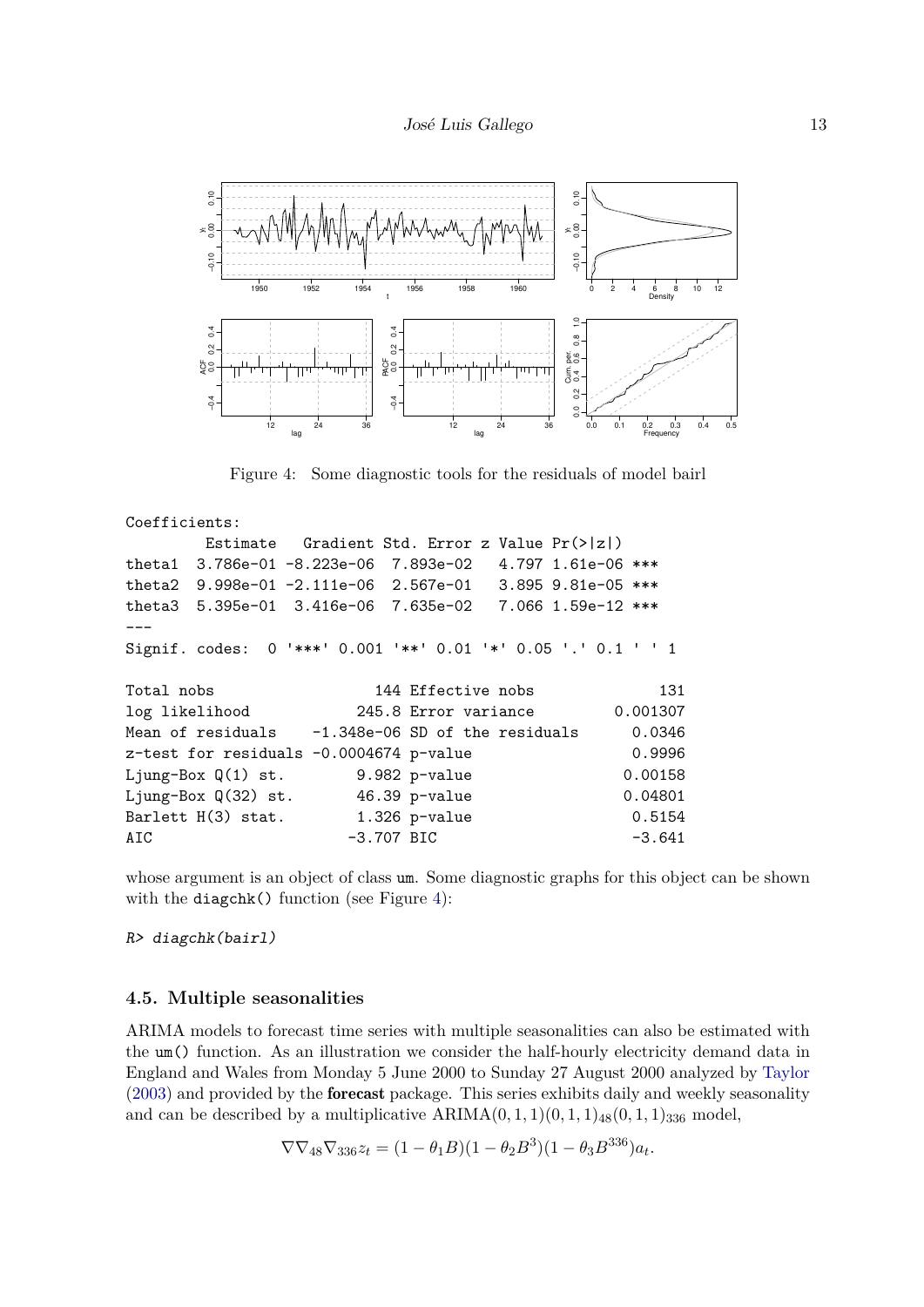Figure 4: Some diagnostic tools for the residuals of model bairl

```
Coefficients:
        Estimate   Gradient Std. Error z Value Pr(>|z|)
theta1  3.786e-01 -8.223e-06  7.893e-02   4.797 1.61e-06 ***
theta2  9.998e-01 -2.111e-06  2.567e-01   3.895 9.81e-05 ***
theta3  5.395e-01  3.416e-06  7.635e-02   7.066 1.59e-12 ***
---
Signif. codes:  0 '***' 0.001 '**' 0.01 '*' 0.05 '.' 0.1 ' ' 1

Total nobs                 144 Effective nobs              131
log likelihood           245.8 Error variance         0.001307
Mean of residuals    -1.348e-06 SD of the residuals     0.0346
z-test for residuals -0.0004674 p-value                 0.9996
Ljung-Box Q(1) st.       9.982 p-value                 0.00158
Ljung-Box Q(32) st.      46.39 p-value                 0.04801
Barlett H(3) stat.       1.326 p-value                  0.5154
AIC                     -3.707 BIC                      -3.641
```

whose argument is an object of class um. Some diagnostic graphs for this object can be shown with the diagchk() function (see Figure 4):

```
R> diagchk(bairl)
```

### 4.5. Multiple seasonalities

ARIMA models to forecast time series with multiple seasonalities can also be estimated with the um() function. As an illustration we consider the half-hourly electricity demand data in England and Wales from Monday 5 June 2000 to Sunday 27 August 2000 analyzed by Taylor (2003) and provided by the **forecast** package. This series exhibits daily and weekly seasonality and can be described by a multiplicative ARIMA$(0,1,1)(0,1,1)_{48}(0,1,1)_{336}$ model,

$$\nabla\nabla_{48}\nabla_{336}z_t = (1-\theta_1 B)(1-\theta_2 B^3)(1-\theta_3 B^{336})a_t.$$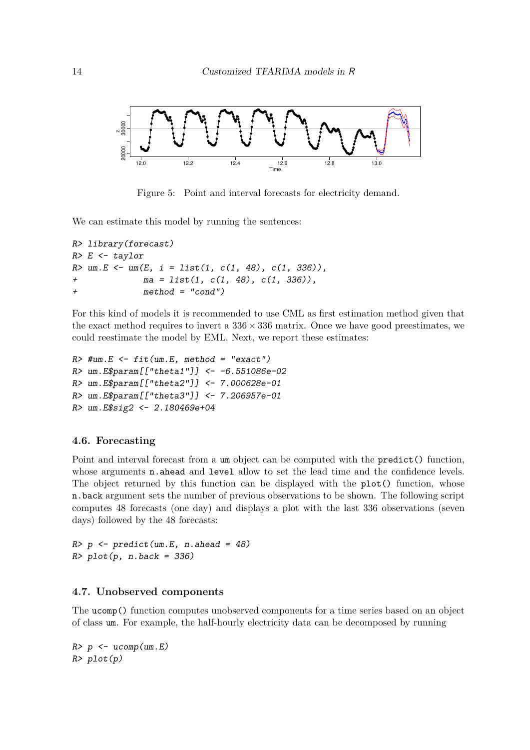Figure 5: Point and interval forecasts for electricity demand.

We can estimate this model by running the sentences:

```
R> library(forecast)
R> E <- taylor
R> um.E <- um(E, i = list(1, c(1, 48), c(1, 336)),
+            ma = list(1, c(1, 48), c(1, 336)),
+            method = "cond")
```

For this kind of models it is recommended to use CML as first estimation method given that the exact method requires to invert a $336 \times 336$ matrix. Once we have good preestimates, we could reestimate the model by EML. Next, we report these estimates:

```
R> #um.E <- fit(um.E, method = "exact")
R> um.E$param[["theta1"]] <- -6.551086e-02
R> um.E$param[["theta2"]] <- 7.000628e-01
R> um.E$param[["theta3"]] <- 7.206957e-01
R> um.E$sig2 <- 2.180469e+04
```

### 4.6. Forecasting

Point and interval forecast from a `um` object can be computed with the `predict()` function, whose arguments `n.ahead` and `level` allow to set the lead time and the confidence levels. The object returned by this function can be displayed with the `plot()` function, whose `n.back` argument sets the number of previous observations to be shown. The following script computes 48 forecasts (one day) and displays a plot with the last 336 observations (seven days) followed by the 48 forecasts:

```
R> p <- predict(um.E, n.ahead = 48)
R> plot(p, n.back = 336)
```

### 4.7. Unobserved components

The `ucomp()` function computes unobserved components for a time series based on an object of class `um`. For example, the half-hourly electricity data can be decomposed by running

```
R> p <- ucomp(um.E)
R> plot(p)
```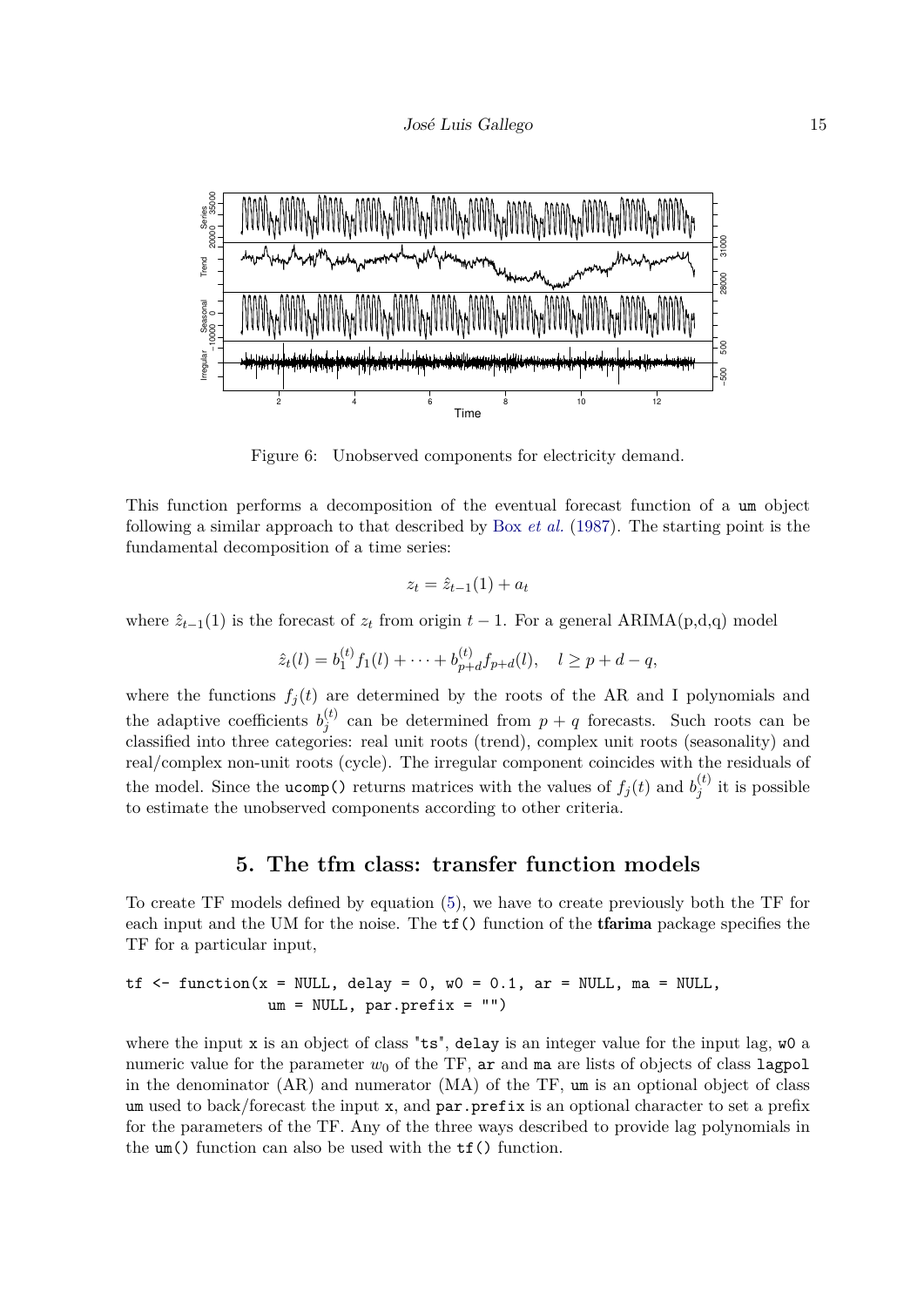Figure 6: Unobserved components for electricity demand.

This function performs a decomposition of the eventual forecast function of a um object following a similar approach to that described by Box *et al.* (1987). The starting point is the fundamental decomposition of a time series:

$$z_t = \hat{z}_{t-1}(1) + a_t$$

where $\hat{z}_{t-1}(1)$ is the forecast of $z_t$ from origin $t-1$. For a general ARIMA(p,d,q) model

$$\hat{z}_t(l) = b_1^{(t)} f_1(l) + \cdots + b_{p+d}^{(t)} f_{p+d}(l), \quad l \geq p + d - q,$$

where the functions $f_j(t)$ are determined by the roots of the AR and I polynomials and the adaptive coefficients $b_j^{(t)}$ can be determined from $p+q$ forecasts. Such roots can be classified into three categories: real unit roots (trend), complex unit roots (seasonality) and real/complex non-unit roots (cycle). The irregular component coincides with the residuals of the model. Since the `ucomp()` returns matrices with the values of $f_j(t)$ and $b_j^{(t)}$ it is possible to estimate the unobserved components according to other criteria.

## 5. The tfm class: transfer function models

To create TF models defined by equation (5), we have to create previously both the TF for each input and the UM for the noise. The `tf()` function of the **tfarima** package specifies the TF for a particular input,

```
tf <- function(x = NULL, delay = 0, w0 = 0.1, ar = NULL, ma = NULL,
               um = NULL, par.prefix = "")
```

where the input `x` is an object of class `"ts"`, `delay` is an integer value for the input lag, `w0` a numeric value for the parameter $w_0$ of the TF, `ar` and `ma` are lists of objects of class `lagpol` in the denominator (AR) and numerator (MA) of the TF, `um` is an optional object of class `um` used to back/forecast the input `x`, and `par.prefix` is an optional character to set a prefix for the parameters of the TF. Any of the three ways described to provide lag polynomials in the `um()` function can also be used with the `tf()` function.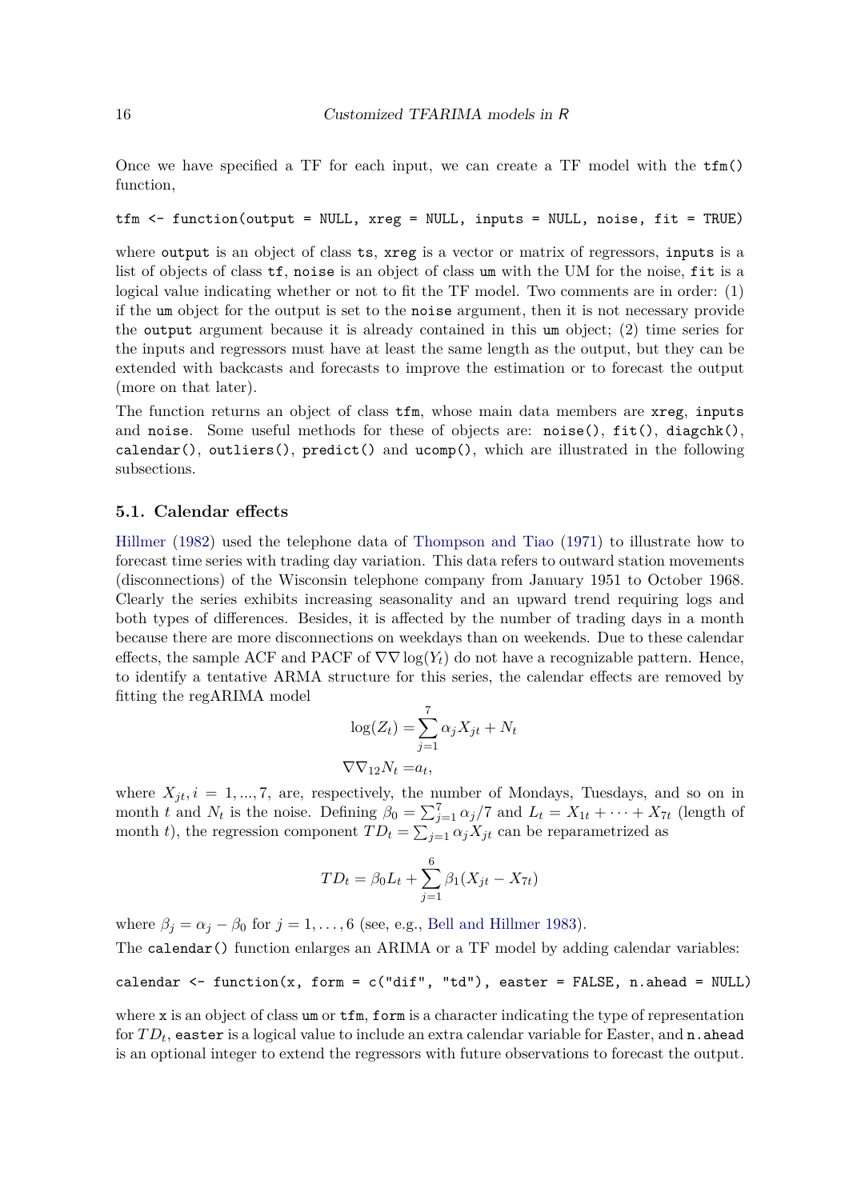Once we have specified a TF for each input, we can create a TF model with the `tfm()` function,

```
tfm <- function(output = NULL, xreg = NULL, inputs = NULL, noise, fit = TRUE)
```

where `output` is an object of class `ts`, `xreg` is a vector or matrix of regressors, `inputs` is a list of objects of class `tf`, `noise` is an object of class `um` with the UM for the noise, `fit` is a logical value indicating whether or not to fit the TF model. Two comments are in order: (1) if the `um` object for the output is set to the `noise` argument, then it is not necessary provide the `output` argument because it is already contained in this `um` object; (2) time series for the inputs and regressors must have at least the same length as the output, but they can be extended with backcasts and forecasts to improve the estimation or to forecast the output (more on that later).

The function returns an object of class `tfm`, whose main data members are `xreg`, `inputs` and `noise`. Some useful methods for these of objects are: `noise()`, `fit()`, `diagchk()`, `calendar()`, `outliers()`, `predict()` and `ucomp()`, which are illustrated in the following subsections.

### 5.1. Calendar effects

Hillmer (1982) used the telephone data of Thompson and Tiao (1971) to illustrate how to forecast time series with trading day variation. This data refers to outward station movements (disconnections) of the Wisconsin telephone company from January 1951 to October 1968. Clearly the series exhibits increasing seasonality and an upward trend requiring logs and both types of differences. Besides, it is affected by the number of trading days in a month because there are more disconnections on weekdays than on weekends. Due to these calendar effects, the sample ACF and PACF of $\nabla\nabla \log(Y_t)$ do not have a recognizable pattern. Hence, to identify a tentative ARMA structure for this series, the calendar effects are removed by fitting the regARIMA model

$$
\begin{aligned}
\log(Z_t) &= \sum_{j=1}^{7} \alpha_j X_{jt} + N_t \\
\nabla\nabla_{12} N_t &= a_t,
\end{aligned}
$$

where $X_{jt}, i = 1, ..., 7$, are, respectively, the number of Mondays, Tuesdays, and so on in month $t$ and $N_t$ is the noise. Defining $\beta_0 = \sum_{j=1}^{7} \alpha_j / 7$ and $L_t = X_{1t} + \cdots + X_{7t}$ (length of month $t$), the regression component $TD_t = \sum_{j=1} \alpha_j X_{jt}$ can be reparametrized as

$$
TD_t = \beta_0 L_t + \sum_{j=1}^{6} \beta_1 (X_{jt} - X_{7t})
$$

where $\beta_j = \alpha_j - \beta_0$ for $j = 1, \ldots, 6$ (see, e.g., Bell and Hillmer 1983).

The `calendar()` function enlarges an ARIMA or a TF model by adding calendar variables:

```
calendar <- function(x, form = c("dif", "td"), easter = FALSE, n.ahead = NULL)
```

where `x` is an object of class `um` or `tfm`, `form` is a character indicating the type of representation for $TD_t$, `easter` is a logical value to include an extra calendar variable for Easter, and `n.ahead` is an optional integer to extend the regressors with future observations to forecast the output.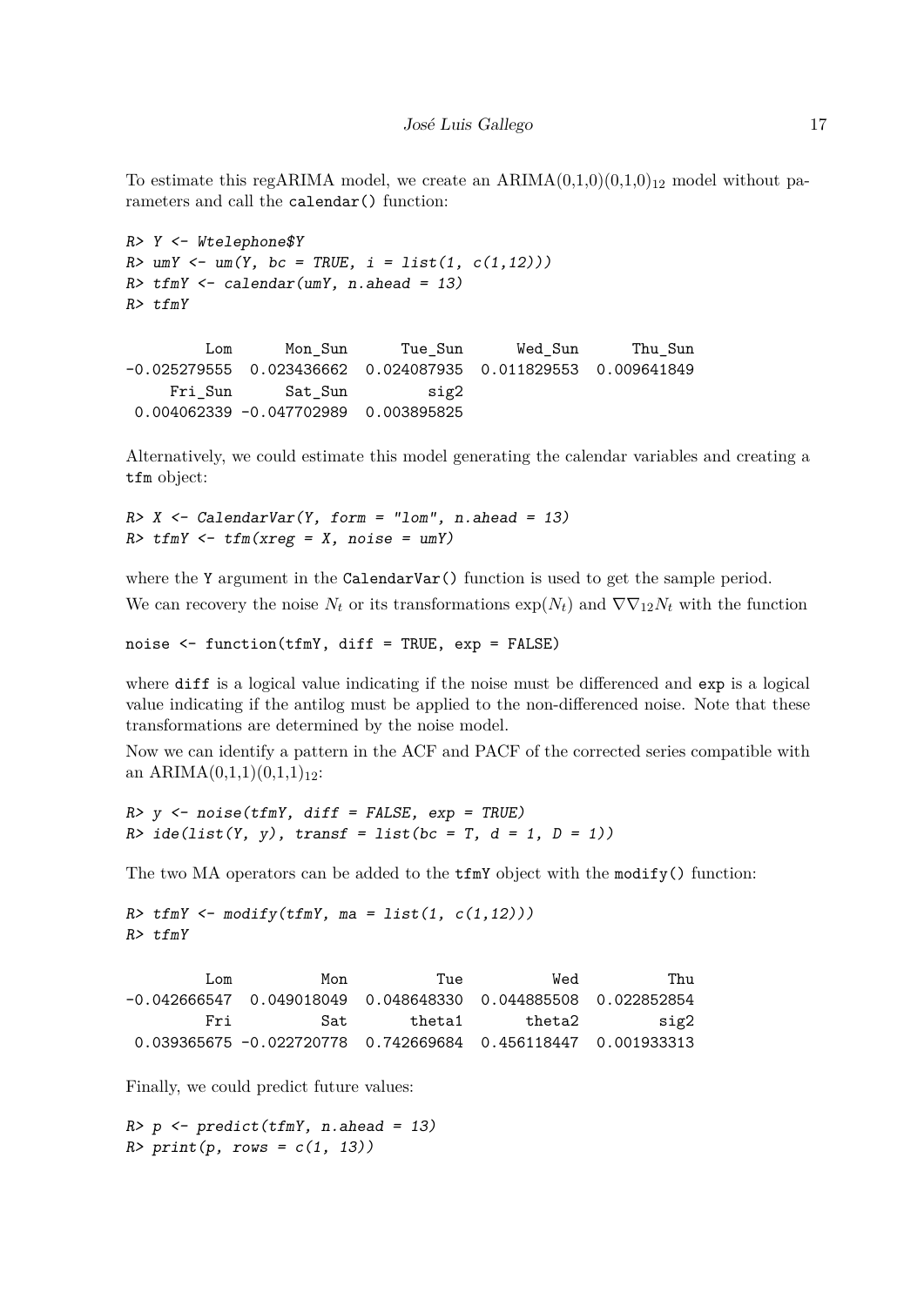To estimate this regARIMA model, we create an ARIMA(0,1,0)(0,1,0)$_{12}$ model without parameters and call the `calendar()` function:

```
R> Y <- Wtelephone$Y
R> umY <- um(Y, bc = TRUE, i = list(1, c(1,12)))
R> tfmY <- calendar(umY, n.ahead = 13)
R> tfmY

        Lom      Mon_Sun      Tue_Sun      Wed_Sun      Thu_Sun
-0.025279555  0.023436662  0.024087935  0.011829553  0.009641849
     Fri_Sun      Sat_Sun         sig2
 0.004062339 -0.047702989  0.003895825
```

Alternatively, we could estimate this model generating the calendar variables and creating a `tfm` object:

```
R> X <- CalendarVar(Y, form = "lom", n.ahead = 13)
R> tfmY <- tfm(xreg = X, noise = umY)
```

where the `Y` argument in the `CalendarVar()` function is used to get the sample period.

We can recovery the noise $N_t$ or its transformations $\exp(N_t)$ and $\nabla\nabla_{12}N_t$ with the function

```
noise <- function(tfmY, diff = TRUE, exp = FALSE)
```

where `diff` is a logical value indicating if the noise must be differenced and `exp` is a logical value indicating if the antilog must be applied to the non-differenced noise. Note that these transformations are determined by the noise model.

Now we can identify a pattern in the ACF and PACF of the corrected series compatible with an ARIMA(0,1,1)(0,1,1)$_{12}$:

```
R> y <- noise(tfmY, diff = FALSE, exp = TRUE)
R> ide(list(Y, y), transf = list(bc = T, d = 1, D = 1))
```

The two MA operators can be added to the `tfmY` object with the `modify()` function:

```
R> tfmY <- modify(tfmY, ma = list(1, c(1,12)))
R> tfmY

        Lom          Mon          Tue          Wed          Thu
-0.042666547  0.049018049  0.048648330  0.044885508  0.022852854
        Fri          Sat       theta1       theta2         sig2
 0.039365675 -0.022720778  0.742669684  0.456118447  0.001933313
```

Finally, we could predict future values:

```
R> p <- predict(tfmY, n.ahead = 13)
R> print(p, rows = c(1, 13))
```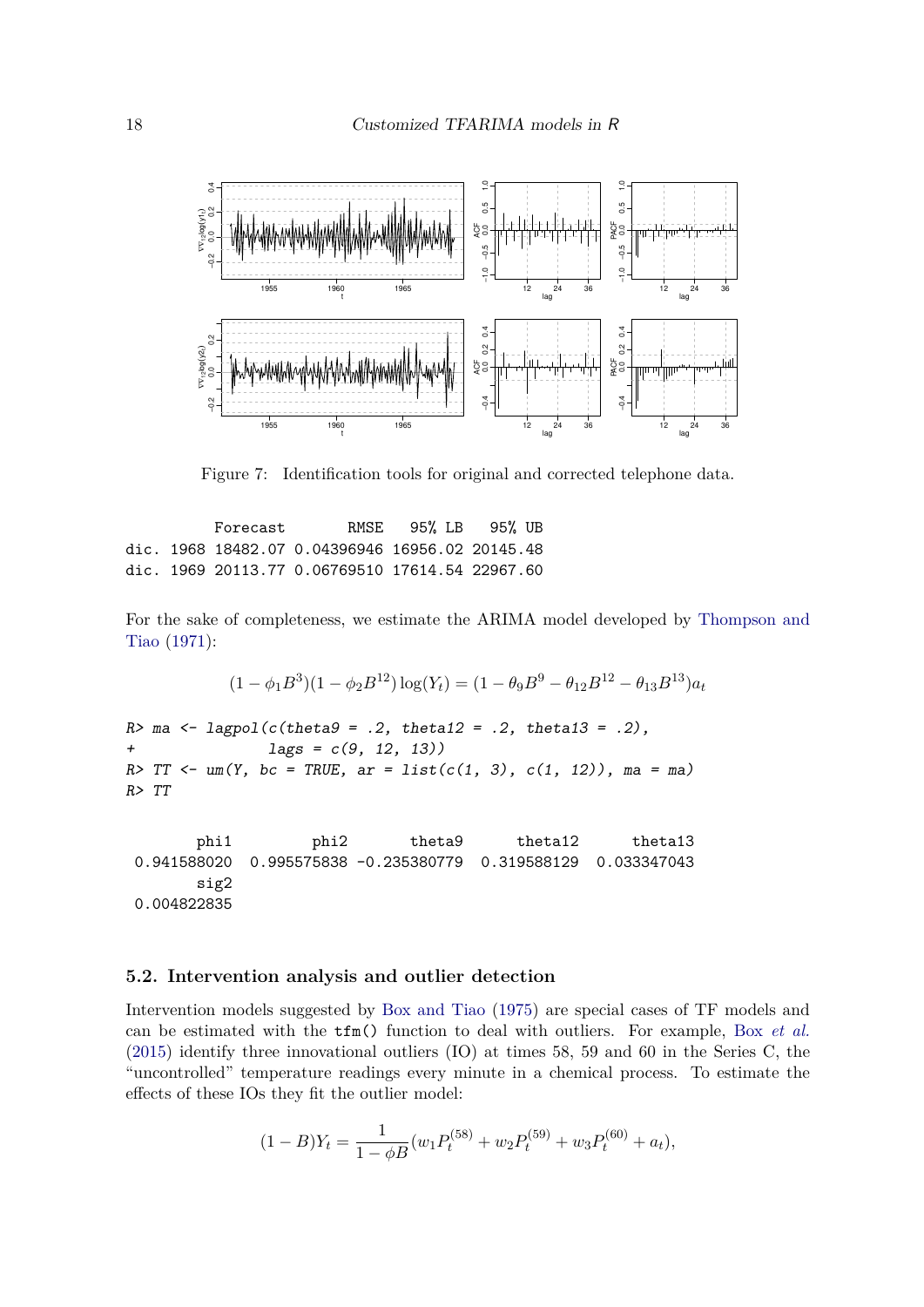Figure 7: Identification tools for original and corrected telephone data.

```
          Forecast       RMSE    95% LB   95% UB
dic. 1968 18482.07 0.04396946 16956.02 20145.48
dic. 1969 20113.77 0.06769510 17614.54 22967.60
```

For the sake of completeness, we estimate the ARIMA model developed by Thompson and Tiao (1971):

$$(1 - \phi_1 B^3)(1 - \phi_2 B^{12}) \log(Y_t) = (1 - \theta_9 B^9 - \theta_{12} B^{12} - \theta_{13} B^{13}) a_t$$

```
R> ma <- lagpol(c(theta9 = .2, theta12 = .2, theta13 = .2),
+               lags = c(9, 12, 13))
R> TT <- um(Y, bc = TRUE, ar = list(c(1, 3), c(1, 12)), ma = ma)
R> TT
```

```
       phi1        phi2       theta9      theta12      theta13 
0.941588020 0.995575838 -0.235380779  0.319588129  0.033347043 
       sig2 
0.004822835 
```

### 5.2. Intervention analysis and outlier detection

Intervention models suggested by Box and Tiao (1975) are special cases of TF models and can be estimated with the `tfm()` function to deal with outliers. For example, Box *et al.* (2015) identify three innovational outliers (IO) at times 58, 59 and 60 in the Series C, the "uncontrolled" temperature readings every minute in a chemical process. To estimate the effects of these IOs they fit the outlier model:

$$(1 - B)Y_t = \frac{1}{1 - \phi B}(w_1 P_t^{(58)} + w_2 P_t^{(59)} + w_3 P_t^{(60)} + a_t),$$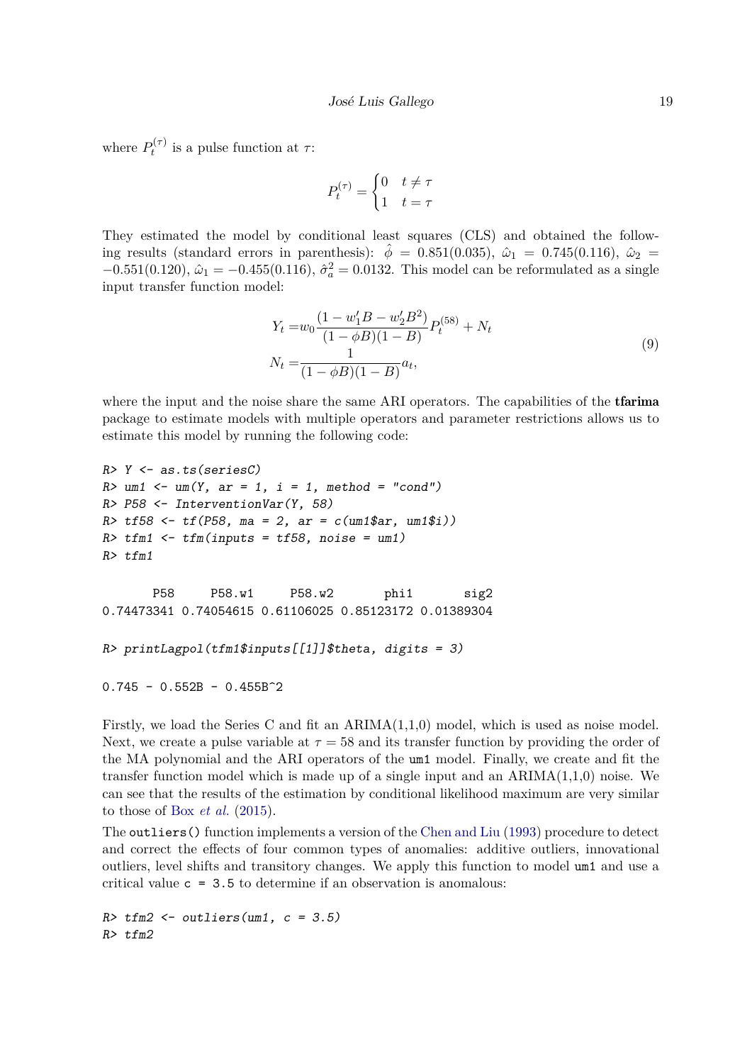where $P_t^{(\tau)}$ is a pulse function at $\tau$:

$$P_t^{(\tau)} = \begin{cases} 0 & t \neq \tau \\ 1 & t = \tau \end{cases}$$

They estimated the model by conditional least squares (CLS) and obtained the following results (standard errors in parenthesis): $\hat{\phi} = 0.851(0.035)$, $\hat{\omega}_1 = 0.745(0.116)$, $\hat{\omega}_2 = -0.551(0.120)$, $\hat{\omega}_1 = -0.455(0.116)$, $\hat{\sigma}_a^2 = 0.0132$. This model can be reformulated as a single input transfer function model:

$$\begin{aligned} Y_t =& w_0 \frac{(1 - w_1' B - w_2' B^2)}{(1 - \phi B)(1 - B)} P_t^{(58)} + N_t \\ N_t =& \frac{1}{(1 - \phi B)(1 - B)} a_t, \end{aligned} \tag{9}$$

where the input and the noise share the same ARI operators. The capabilities of the **tfarima** package to estimate models with multiple operators and parameter restrictions allows us to estimate this model by running the following code:

```
R> Y <- as.ts(seriesC)
R> um1 <- um(Y, ar = 1, i = 1, method = "cond")
R> P58 <- InterventionVar(Y, 58)
R> tf58 <- tf(P58, ma = 2, ar = c(um1$ar, um1$i))
R> tfm1 <- tfm(inputs = tf58, noise = um1)
R> tfm1

       P58     P58.w1     P58.w2       phi1       sig2
0.74473341 0.74054615 0.61106025 0.85123172 0.01389304

R> printLagpol(tfm1$inputs[[1]]$theta, digits = 3)

0.745 - 0.552B - 0.455B^2
```

Firstly, we load the Series C and fit an ARIMA(1,1,0) model, which is used as noise model. Next, we create a pulse variable at $\tau = 58$ and its transfer function by providing the order of the MA polynomial and the ARI operators of the `um1` model. Finally, we create and fit the transfer function model which is made up of a single input and an ARIMA(1,1,0) noise. We can see that the results of the estimation by conditional likelihood maximum are very similar to those of Box *et al.* (2015).

The `outliers()` function implements a version of the Chen and Liu (1993) procedure to detect and correct the effects of four common types of anomalies: additive outliers, innovational outliers, level shifts and transitory changes. We apply this function to model `um1` and use a critical value `c = 3.5` to determine if an observation is anomalous:

```
R> tfm2 <- outliers(um1, c = 3.5)
R> tfm2
```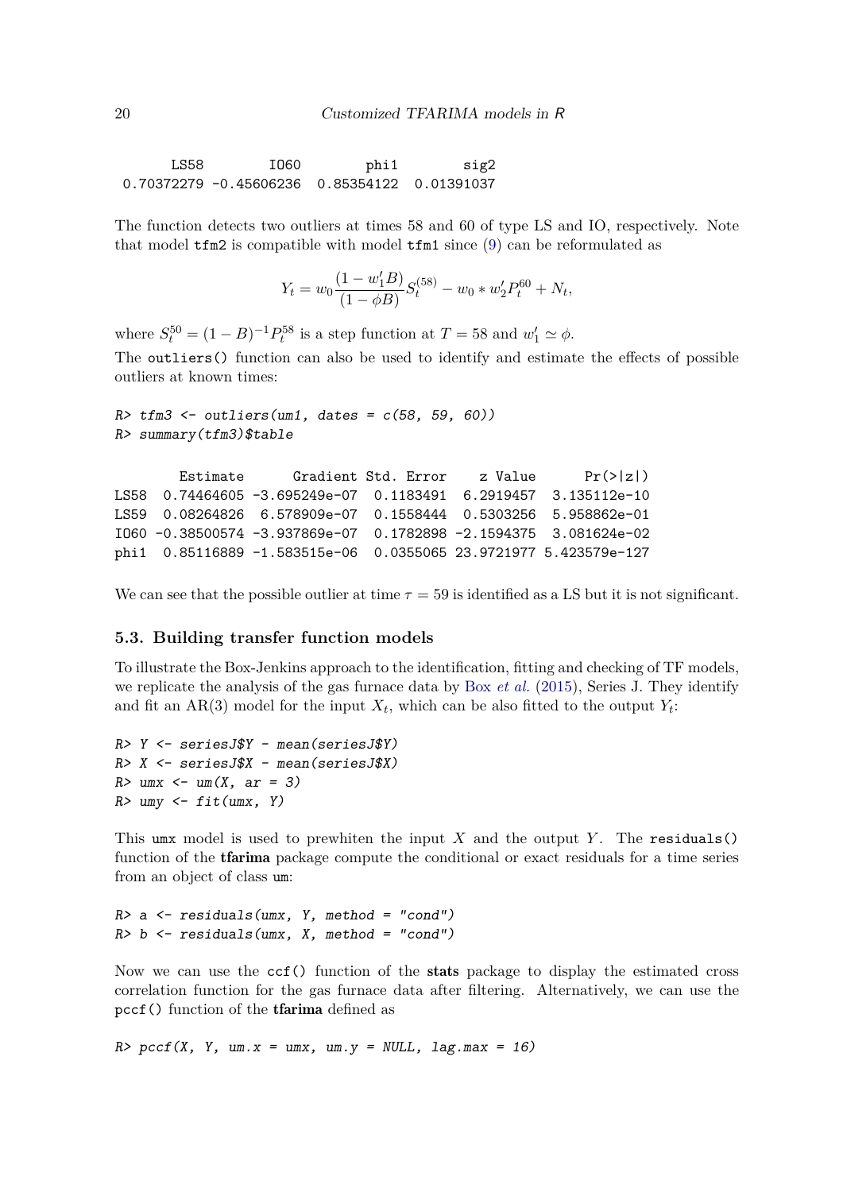```
      LS58        IO60        phi1        sig2
0.70372279 -0.45606236  0.85354122  0.01391037
```

The function detects two outliers at times 58 and 60 of type LS and IO, respectively. Note that model tfm2 is compatible with model tfm1 since (9) can be reformulated as

$$Y_t = w_0 \frac{(1 - w_1' B)}{(1 - \phi B)} S_t^{(58)} - w_0 * w_2' P_t^{60} + N_t,$$

where $S_t^{50} = (1 - B)^{-1} P_t^{58}$ is a step function at $T = 58$ and $w_1' \simeq \phi$.

The `outliers()` function can also be used to identify and estimate the effects of possible outliers at known times:

```
R> tfm3 <- outliers(um1, dates = c(58, 59, 60))
R> summary(tfm3)$table
```

```
        Estimate      Gradient Std. Error    z Value      Pr(>|z|)
LS58  0.74464605 -3.695249e-07  0.1183491  6.2919457  3.135112e-10
LS59  0.08264826  6.578909e-07  0.1558444  0.5303256  5.958862e-01
IO60 -0.38500574 -3.937869e-07  0.1782898 -2.1594375  3.081624e-02
phi1  0.85116889 -1.583515e-06  0.0355065 23.9721977 5.423579e-127
```

We can see that the possible outlier at time $\tau = 59$ is identified as a LS but it is not significant.

### 5.3. Building transfer function models

To illustrate the Box-Jenkins approach to the identification, fitting and checking of TF models, we replicate the analysis of the gas furnace data by Box *et al.* (2015), Series J. They identify and fit an AR(3) model for the input $X_t$, which can be also fitted to the output $Y_t$:

```
R> Y <- seriesJ$Y - mean(seriesJ$Y)
R> X <- seriesJ$X - mean(seriesJ$X)
R> umx <- um(X, ar = 3)
R> umy <- fit(umx, Y)
```

This umx model is used to prewhiten the input $X$ and the output $Y$. The `residuals()` function of the **tfarima** package compute the conditional or exact residuals for a time series from an object of class um:

```
R> a <- residuals(umx, Y, method = "cond")
R> b <- residuals(umx, X, method = "cond")
```

Now we can use the `ccf()` function of the **stats** package to display the estimated cross correlation function for the gas furnace data after filtering. Alternatively, we can use the `pccf()` function of the **tfarima** defined as

```
R> pccf(X, Y, um.x = umx, um.y = NULL, lag.max = 16)
```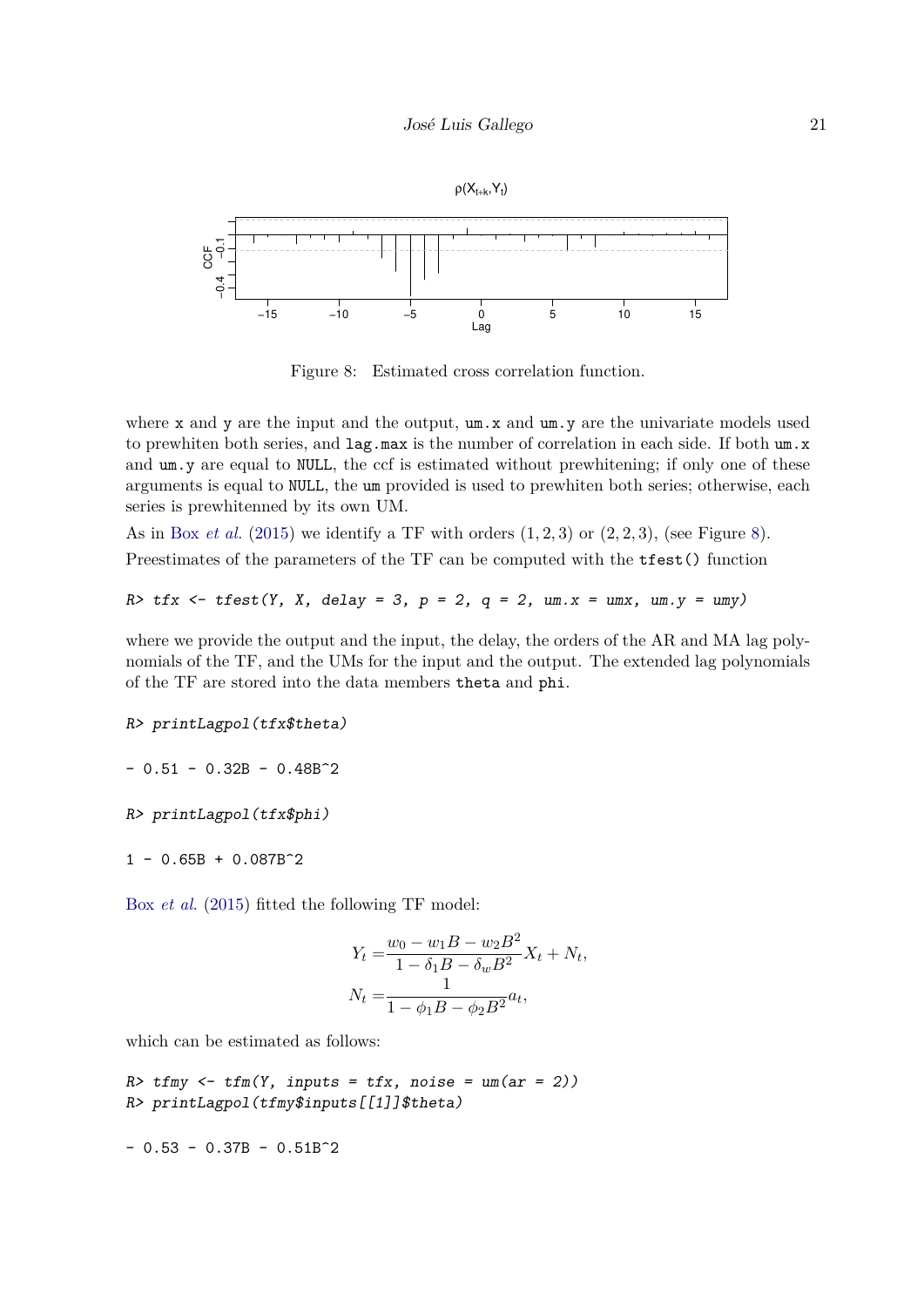Figure 8: Estimated cross correlation function.

where x and y are the input and the output, um.x and um.y are the univariate models used to prewhiten both series, and lag.max is the number of correlation in each side. If both um.x and um.y are equal to NULL, the ccf is estimated without prewhitening; if only one of these arguments is equal to NULL, the um provided is used to prewhiten both series; otherwise, each series is prewhitenned by its own UM.

As in Box *et al.* (2015) we identify a TF with orders $(1, 2, 3)$ or $(2, 2, 3)$, (see Figure 8).

Preestimates of the parameters of the TF can be computed with the tfest() function

```
R> tfx <- tfest(Y, X, delay = 3, p = 2, q = 2, um.x = umx, um.y = umy)
```

where we provide the output and the input, the delay, the orders of the AR and MA lag polynomials of the TF, and the UMs for the input and the output. The extended lag polynomials of the TF are stored into the data members theta and phi.

```
R> printLagpol(tfx$theta)

- 0.51 - 0.32B - 0.48B^2

R> printLagpol(tfx$phi)

1 - 0.65B + 0.087B^2
```

Box *et al.* (2015) fitted the following TF model:

$$
\begin{aligned}
Y_t =& \frac{w_0 - w_1 B - w_2 B^2}{1 - \delta_1 B - \delta_w B^2} X_t + N_t, \\
N_t =& \frac{1}{1 - \phi_1 B - \phi_2 B^2} a_t,
\end{aligned}
$$

which can be estimated as follows:

```
R> tfmy <- tfm(Y, inputs = tfx, noise = um(ar = 2))
R> printLagpol(tfmy$inputs[[1]]$theta)

- 0.53 - 0.37B - 0.51B^2
```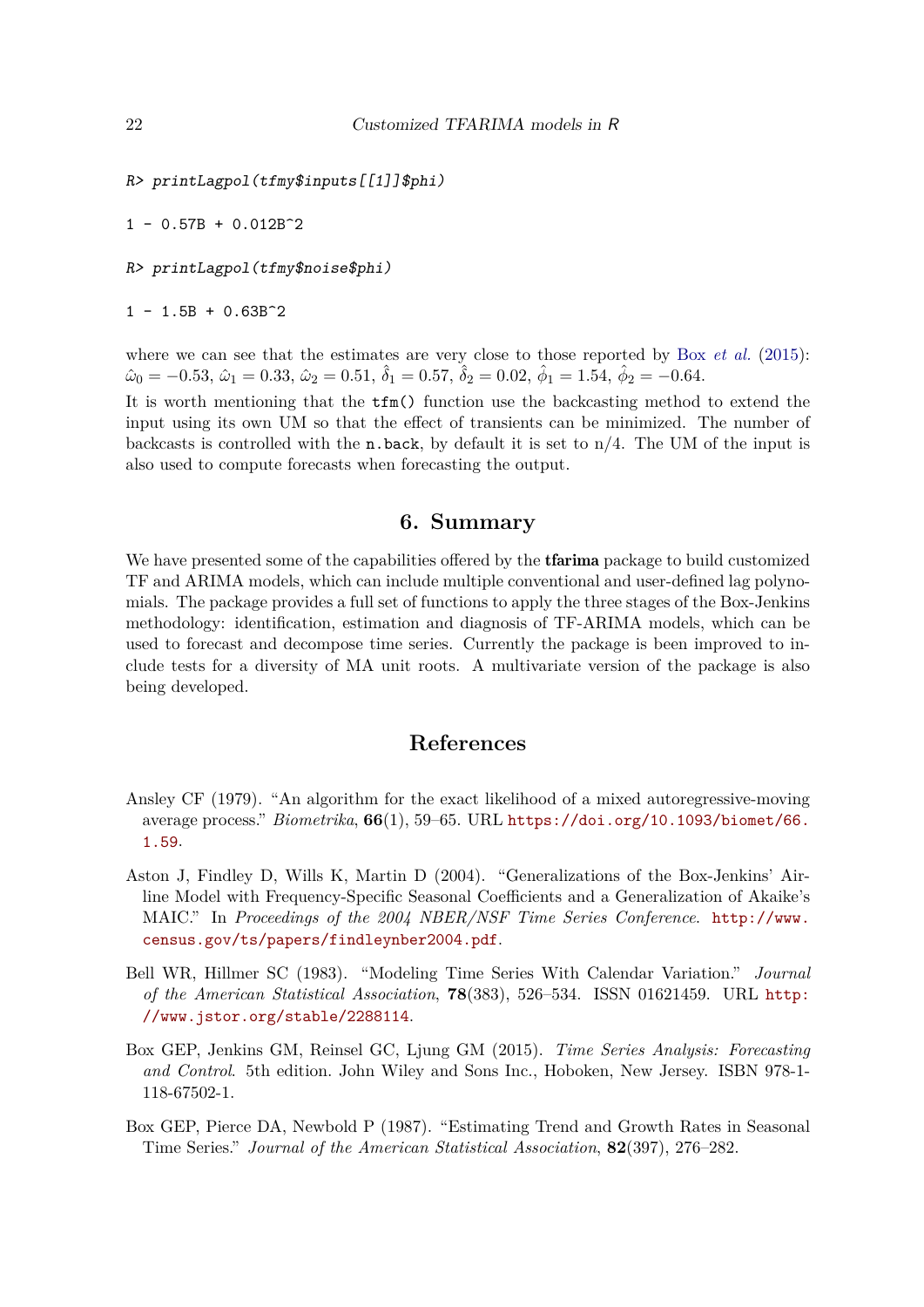```
R> printLagpol(tfmy$inputs[[1]]$phi)

1 - 0.57B + 0.012B^2

R> printLagpol(tfmy$noise$phi)

1 - 1.5B + 0.63B^2
```

where we can see that the estimates are very close to those reported by Box *et al.* (2015): $\hat{\omega}_0 = -0.53$, $\hat{\omega}_1 = 0.33$, $\hat{\omega}_2 = 0.51$, $\hat{\delta}_1 = 0.57$, $\hat{\delta}_2 = 0.02$, $\hat{\phi}_1 = 1.54$, $\hat{\phi}_2 = -0.64$.

It is worth mentioning that the `tfm()` function use the backcasting method to extend the input using its own UM so that the effect of transients can be minimized. The number of backcasts is controlled with the `n.back`, by default it is set to n/4. The UM of the input is also used to compute forecasts when forecasting the output.

## 6. Summary

We have presented some of the capabilities offered by the **tfarima** package to build customized TF and ARIMA models, which can include multiple conventional and user-defined lag polynomials. The package provides a full set of functions to apply the three stages of the Box-Jenkins methodology: identification, estimation and diagnosis of TF-ARIMA models, which can be used to forecast and decompose time series. Currently the package is been improved to include tests for a diversity of MA unit roots. A multivariate version of the package is also being developed.

## References

Ansley CF (1979). "An algorithm for the exact likelihood of a mixed autoregressive-moving average process." *Biometrika*, **66**(1), 59–65. URL https://doi.org/10.1093/biomet/66.1.59.

Aston J, Findley D, Wills K, Martin D (2004). "Generalizations of the Box-Jenkins' Airline Model with Frequency-Specific Seasonal Coefficients and a Generalization of Akaike's MAIC." In *Proceedings of the 2004 NBER/NSF Time Series Conference*. http://www.census.gov/ts/papers/findleynber2004.pdf.

Bell WR, Hillmer SC (1983). "Modeling Time Series With Calendar Variation." *Journal of the American Statistical Association*, **78**(383), 526–534. ISSN 01621459. URL http://www.jstor.org/stable/2288114.

Box GEP, Jenkins GM, Reinsel GC, Ljung GM (2015). *Time Series Analysis: Forecasting and Control*. 5th edition. John Wiley and Sons Inc., Hoboken, New Jersey. ISBN 978-1-118-67502-1.

Box GEP, Pierce DA, Newbold P (1987). "Estimating Trend and Growth Rates in Seasonal Time Series." *Journal of the American Statistical Association*, **82**(397), 276–282.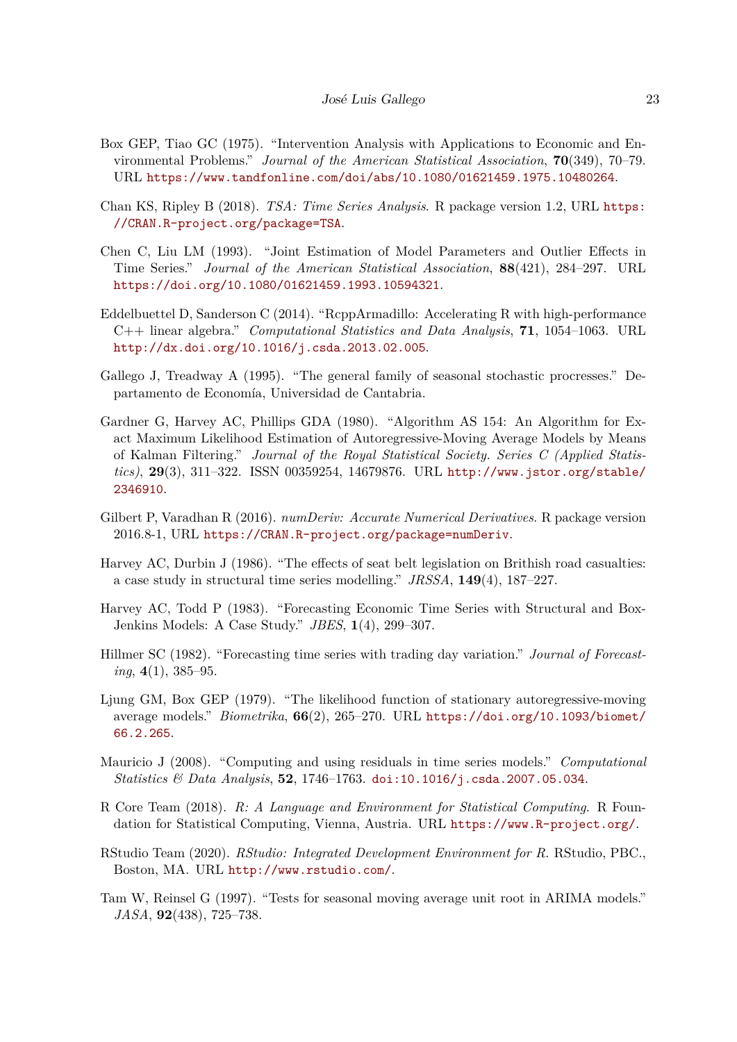Box GEP, Tiao GC (1975). "Intervention Analysis with Applications to Economic and Environmental Problems." *Journal of the American Statistical Association*, **70**(349), 70–79. URL https://www.tandfonline.com/doi/abs/10.1080/01621459.1975.10480264.

Chan KS, Ripley B (2018). *TSA: Time Series Analysis*. R package version 1.2, URL https://CRAN.R-project.org/package=TSA.

Chen C, Liu LM (1993). "Joint Estimation of Model Parameters and Outlier Effects in Time Series." *Journal of the American Statistical Association*, **88**(421), 284–297. URL https://doi.org/10.1080/01621459.1993.10594321.

Eddelbuettel D, Sanderson C (2014). "RcppArmadillo: Accelerating R with high-performance C++ linear algebra." *Computational Statistics and Data Analysis*, **71**, 1054–1063. URL http://dx.doi.org/10.1016/j.csda.2013.02.005.

Gallego J, Treadway A (1995). "The general family of seasonal stochastic procresses." Departamento de Economía, Universidad de Cantabria.

Gardner G, Harvey AC, Phillips GDA (1980). "Algorithm AS 154: An Algorithm for Exact Maximum Likelihood Estimation of Autoregressive-Moving Average Models by Means of Kalman Filtering." *Journal of the Royal Statistical Society. Series C (Applied Statistics)*, **29**(3), 311–322. ISSN 00359254, 14679876. URL http://www.jstor.org/stable/2346910.

Gilbert P, Varadhan R (2016). *numDeriv: Accurate Numerical Derivatives*. R package version 2016.8-1, URL https://CRAN.R-project.org/package=numDeriv.

Harvey AC, Durbin J (1986). "The effects of seat belt legislation on Brithish road casualties: a case study in structural time series modelling." *JRSSA*, **149**(4), 187–227.

Harvey AC, Todd P (1983). "Forecasting Economic Time Series with Structural and Box-Jenkins Models: A Case Study." *JBES*, **1**(4), 299–307.

Hillmer SC (1982). "Forecasting time series with trading day variation." *Journal of Forecasting*, **4**(1), 385–95.

Ljung GM, Box GEP (1979). "The likelihood function of stationary autoregressive-moving average models." *Biometrika*, **66**(2), 265–270. URL https://doi.org/10.1093/biomet/66.2.265.

Mauricio J (2008). "Computing and using residuals in time series models." *Computational Statistics & Data Analysis*, **52**, 1746–1763. doi:10.1016/j.csda.2007.05.034.

R Core Team (2018). *R: A Language and Environment for Statistical Computing*. R Foundation for Statistical Computing, Vienna, Austria. URL https://www.R-project.org/.

RStudio Team (2020). *RStudio: Integrated Development Environment for R*. RStudio, PBC., Boston, MA. URL http://www.rstudio.com/.

Tam W, Reinsel G (1997). "Tests for seasonal moving average unit root in ARIMA models." *JASA*, **92**(438), 725–738.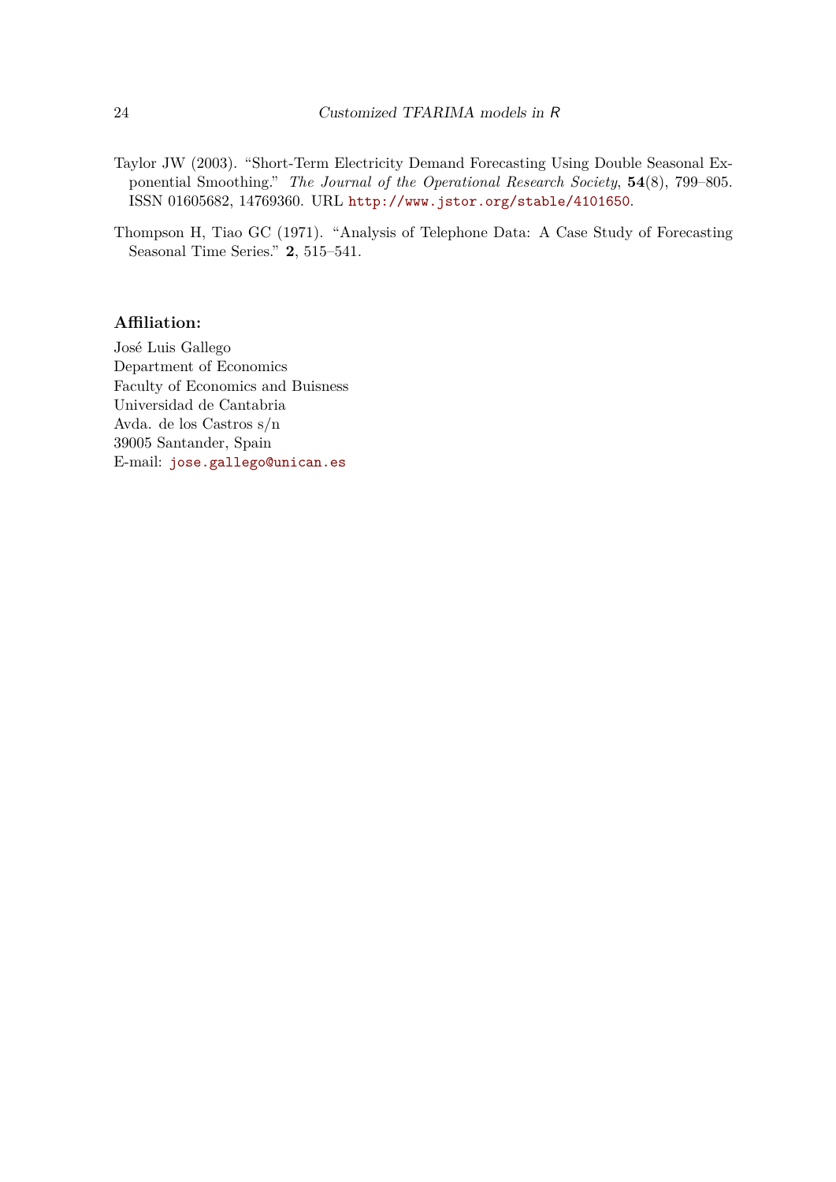Taylor JW (2003). "Short-Term Electricity Demand Forecasting Using Double Seasonal Exponential Smoothing." *The Journal of the Operational Research Society*, **54**(8), 799–805. ISSN 01605682, 14769360. URL http://www.jstor.org/stable/4101650.

Thompson H, Tiao GC (1971). "Analysis of Telephone Data: A Case Study of Forecasting Seasonal Time Series." **2**, 515–541.

### Affiliation:

José Luis Gallego
Department of Economics
Faculty of Economics and Buisness
Universidad de Cantabria
Avda. de los Castros s/n
39005 Santander, Spain
E-mail: jose.gallego@unican.es